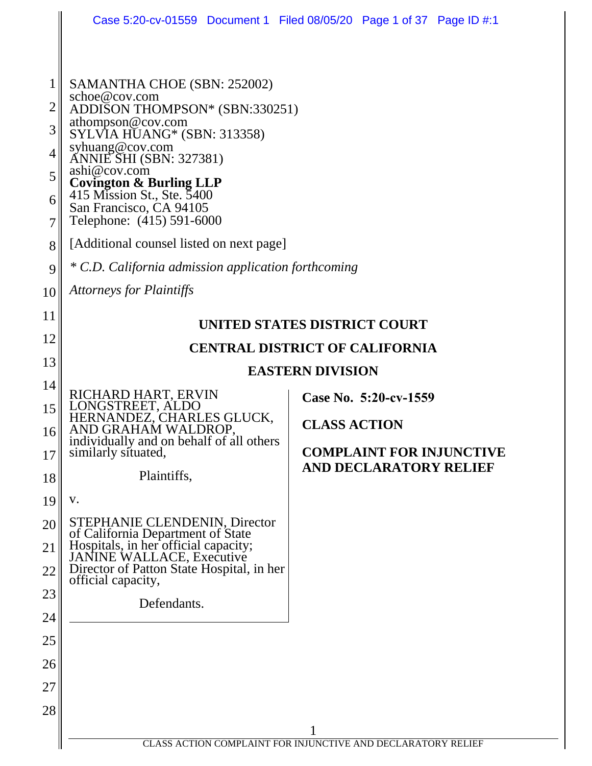SAMANTHA CHOE (SBN: 252002)
schoe@cov.com
ADDISON THOMPSON* (SBN:330251)
athompson@cov.com
SYLVIA HUANG* (SBN: 313358)
syhuang@cov.com
ANNIE SHI (SBN: 327381)
ashi@cov.com
**Covington & Burling LLP**
415 Mission St., Ste. 5400
San Francisco, CA 94105
Telephone: (415) 591-6000

[Additional counsel listed on next page]

*\* C.D. California admission application forthcoming*

*Attorneys for Plaintiffs*

**UNITED STATES DISTRICT COURT**

**CENTRAL DISTRICT OF CALIFORNIA**

**EASTERN DIVISION**

RICHARD HART, ERVIN LONGSTREET, ALDO HERNANDEZ, CHARLES GLUCK, AND GRAHAM WALDROP, individually and on behalf of all others similarly situated,

Plaintiffs,

v.

STEPHANIE CLENDENIN, Director of California Department of State Hospitals, in her official capacity; JANINE WALLACE, Executive Director of Patton State Hospital, in her official capacity,

Defendants.

**Case No. 5:20-cv-1559**

**CLASS ACTION**

**COMPLAINT FOR INJUNCTIVE AND DECLARATORY RELIEF**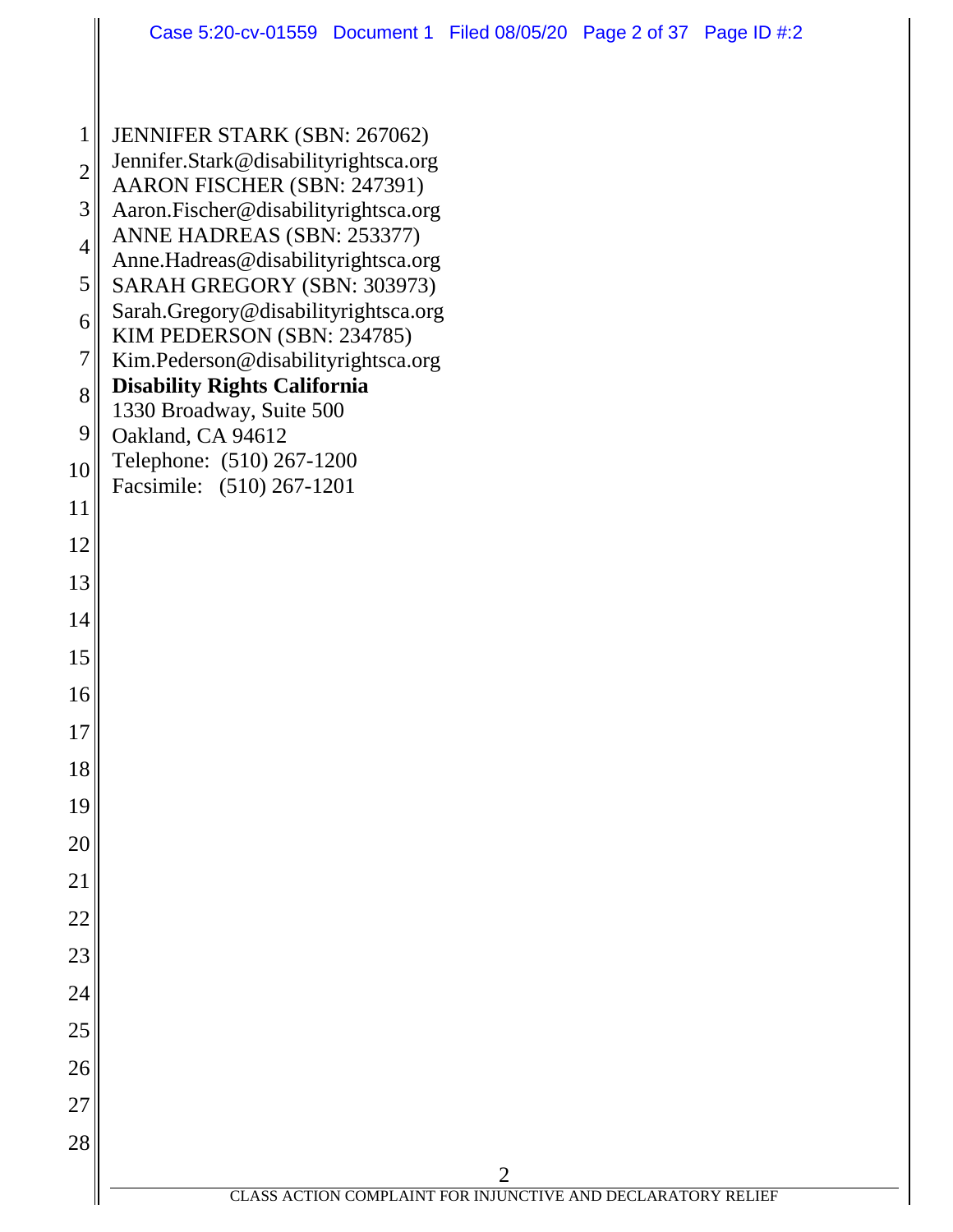JENNIFER STARK (SBN: 267062)
Jennifer.Stark@disabilityrightsca.org
AARON FISCHER (SBN: 247391)
Aaron.Fischer@disabilityrightsca.org
ANNE HADREAS (SBN: 253377)
Anne.Hadreas@disabilityrightsca.org
SARAH GREGORY (SBN: 303973)
Sarah.Gregory@disabilityrightsca.org
KIM PEDERSON (SBN: 234785)
Kim.Pederson@disabilityrightsca.org
**Disability Rights California**
1330 Broadway, Suite 500
Oakland, CA 94612
Telephone: (510) 267-1200
Facsimile: (510) 267-1201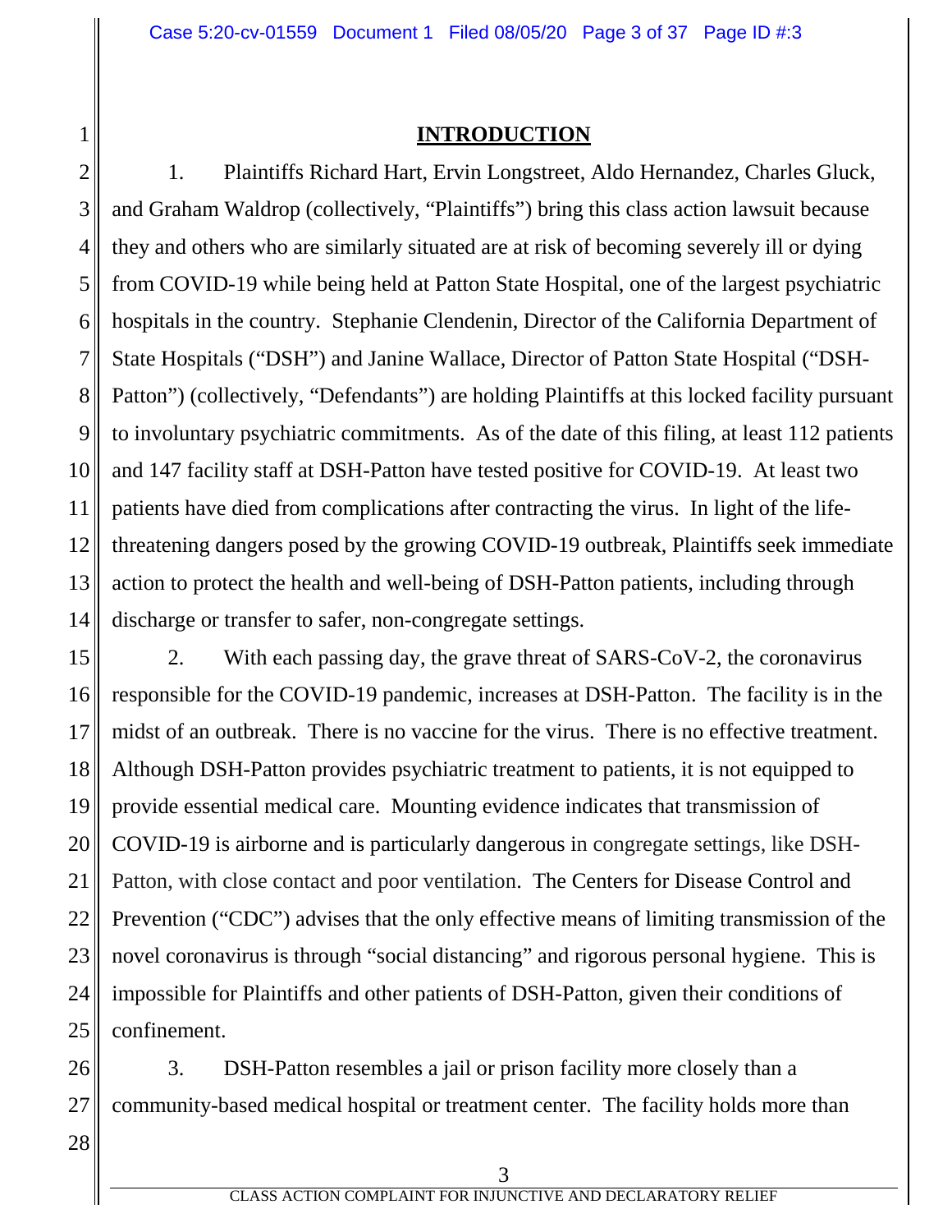## INTRODUCTION

1. Plaintiffs Richard Hart, Ervin Longstreet, Aldo Hernandez, Charles Gluck, and Graham Waldrop (collectively, "Plaintiffs") bring this class action lawsuit because they and others who are similarly situated are at risk of becoming severely ill or dying from COVID-19 while being held at Patton State Hospital, one of the largest psychiatric hospitals in the country. Stephanie Clendenin, Director of the California Department of State Hospitals ("DSH") and Janine Wallace, Director of Patton State Hospital ("DSH-Patton") (collectively, "Defendants") are holding Plaintiffs at this locked facility pursuant to involuntary psychiatric commitments. As of the date of this filing, at least 112 patients and 147 facility staff at DSH-Patton have tested positive for COVID-19. At least two patients have died from complications after contracting the virus. In light of the life-threatening dangers posed by the growing COVID-19 outbreak, Plaintiffs seek immediate action to protect the health and well-being of DSH-Patton patients, including through discharge or transfer to safer, non-congregate settings.

2. With each passing day, the grave threat of SARS-CoV-2, the coronavirus responsible for the COVID-19 pandemic, increases at DSH-Patton. The facility is in the midst of an outbreak. There is no vaccine for the virus. There is no effective treatment. Although DSH-Patton provides psychiatric treatment to patients, it is not equipped to provide essential medical care. Mounting evidence indicates that transmission of COVID-19 is airborne and is particularly dangerous in congregate settings, like DSH-Patton, with close contact and poor ventilation. The Centers for Disease Control and Prevention ("CDC") advises that the only effective means of limiting transmission of the novel coronavirus is through "social distancing" and rigorous personal hygiene. This is impossible for Plaintiffs and other patients of DSH-Patton, given their conditions of confinement.

3. DSH-Patton resembles a jail or prison facility more closely than a community-based medical hospital or treatment center. The facility holds more than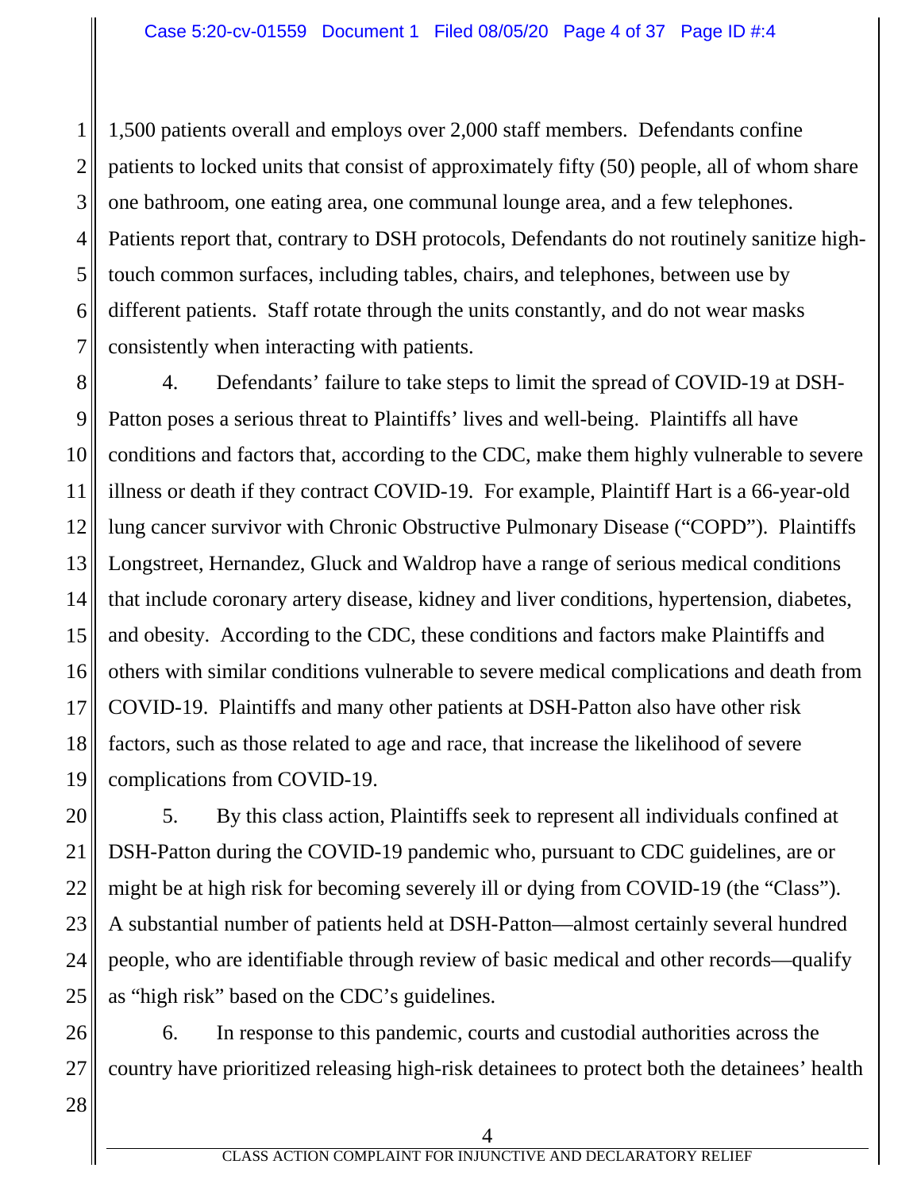1,500 patients overall and employs over 2,000 staff members. Defendants confine patients to locked units that consist of approximately fifty (50) people, all of whom share one bathroom, one eating area, one communal lounge area, and a few telephones. Patients report that, contrary to DSH protocols, Defendants do not routinely sanitize high-touch common surfaces, including tables, chairs, and telephones, between use by different patients. Staff rotate through the units constantly, and do not wear masks consistently when interacting with patients.

4. Defendants' failure to take steps to limit the spread of COVID-19 at DSH-Patton poses a serious threat to Plaintiffs' lives and well-being. Plaintiffs all have conditions and factors that, according to the CDC, make them highly vulnerable to severe illness or death if they contract COVID-19. For example, Plaintiff Hart is a 66-year-old lung cancer survivor with Chronic Obstructive Pulmonary Disease ("COPD"). Plaintiffs Longstreet, Hernandez, Gluck and Waldrop have a range of serious medical conditions that include coronary artery disease, kidney and liver conditions, hypertension, diabetes, and obesity. According to the CDC, these conditions and factors make Plaintiffs and others with similar conditions vulnerable to severe medical complications and death from COVID-19. Plaintiffs and many other patients at DSH-Patton also have other risk factors, such as those related to age and race, that increase the likelihood of severe complications from COVID-19.

5. By this class action, Plaintiffs seek to represent all individuals confined at DSH-Patton during the COVID-19 pandemic who, pursuant to CDC guidelines, are or might be at high risk for becoming severely ill or dying from COVID-19 (the "Class"). A substantial number of patients held at DSH-Patton—almost certainly several hundred people, who are identifiable through review of basic medical and other records—qualify as "high risk" based on the CDC's guidelines.

6. In response to this pandemic, courts and custodial authorities across the country have prioritized releasing high-risk detainees to protect both the detainees' health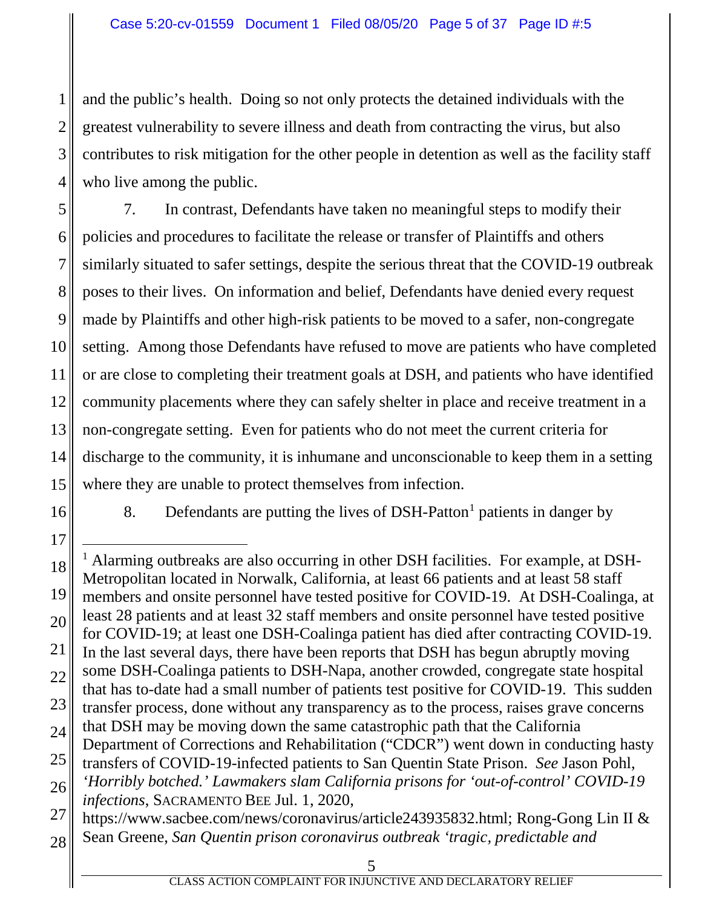and the public's health. Doing so not only protects the detained individuals with the greatest vulnerability to severe illness and death from contracting the virus, but also contributes to risk mitigation for the other people in detention as well as the facility staff who live among the public.

7. In contrast, Defendants have taken no meaningful steps to modify their policies and procedures to facilitate the release or transfer of Plaintiffs and others similarly situated to safer settings, despite the serious threat that the COVID-19 outbreak poses to their lives. On information and belief, Defendants have denied every request made by Plaintiffs and other high-risk patients to be moved to a safer, non-congregate setting. Among those Defendants have refused to move are patients who have completed or are close to completing their treatment goals at DSH, and patients who have identified community placements where they can safely shelter in place and receive treatment in a non-congregate setting. Even for patients who do not meet the current criteria for discharge to the community, it is inhumane and unconscionable to keep them in a setting where they are unable to protect themselves from infection.

8. Defendants are putting the lives of DSH-Patton[1] patients in danger by

---

[1] Alarming outbreaks are also occurring in other DSH facilities. For example, at DSH-Metropolitan located in Norwalk, California, at least 66 patients and at least 58 staff members and onsite personnel have tested positive for COVID-19. At DSH-Coalinga, at least 28 patients and at least 32 staff members and onsite personnel have tested positive for COVID-19; at least one DSH-Coalinga patient has died after contracting COVID-19. In the last several days, there have been reports that DSH has begun abruptly moving some DSH-Coalinga patients to DSH-Napa, another crowded, congregate state hospital that has to-date had a small number of patients test positive for COVID-19. This sudden transfer process, done without any transparency as to the process, raises grave concerns that DSH may be moving down the same catastrophic path that the California Department of Corrections and Rehabilitation ("CDCR") went down in conducting hasty transfers of COVID-19-infected patients to San Quentin State Prison. *See* Jason Pohl, *'Horribly botched.' Lawmakers slam California prisons for 'out-of-control' COVID-19 infections*, SACRAMENTO BEE Jul. 1, 2020, https://www.sacbee.com/news/coronavirus/article243935832.html; Rong-Gong Lin II & Sean Greene, *San Quentin prison coronavirus outbreak 'tragic, predictable and*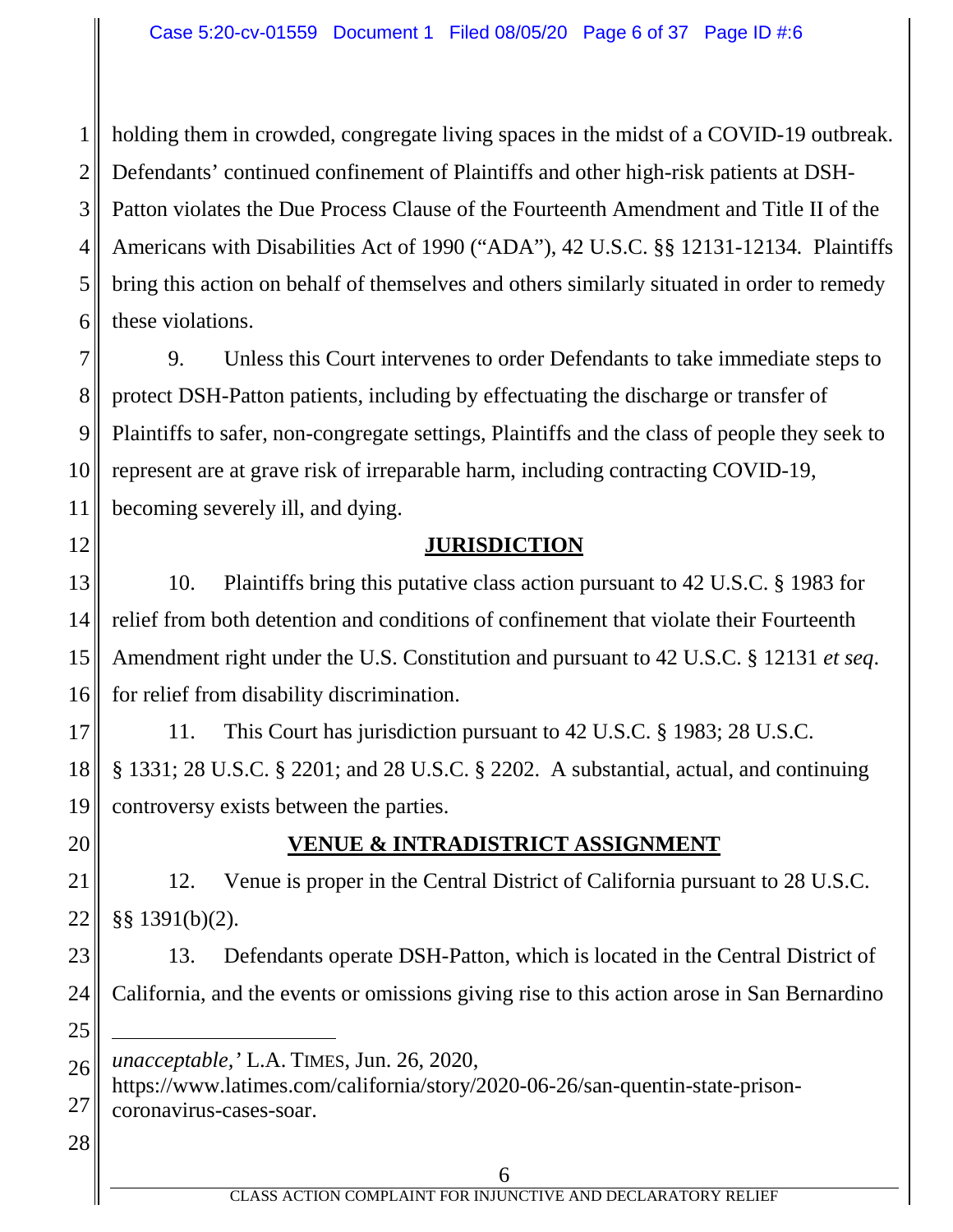holding them in crowded, congregate living spaces in the midst of a COVID-19 outbreak. Defendants' continued confinement of Plaintiffs and other high-risk patients at DSH-Patton violates the Due Process Clause of the Fourteenth Amendment and Title II of the Americans with Disabilities Act of 1990 ("ADA"), 42 U.S.C. §§ 12131-12134. Plaintiffs bring this action on behalf of themselves and others similarly situated in order to remedy these violations.

9. Unless this Court intervenes to order Defendants to take immediate steps to protect DSH-Patton patients, including by effectuating the discharge or transfer of Plaintiffs to safer, non-congregate settings, Plaintiffs and the class of people they seek to represent are at grave risk of irreparable harm, including contracting COVID-19, becoming severely ill, and dying.

## JURISDICTION

10. Plaintiffs bring this putative class action pursuant to 42 U.S.C. § 1983 for relief from both detention and conditions of confinement that violate their Fourteenth Amendment right under the U.S. Constitution and pursuant to 42 U.S.C. § 12131 *et seq*. for relief from disability discrimination.

11. This Court has jurisdiction pursuant to 42 U.S.C. § 1983; 28 U.S.C. § 1331; 28 U.S.C. § 2201; and 28 U.S.C. § 2202. A substantial, actual, and continuing controversy exists between the parties.

## VENUE & INTRADISTRICT ASSIGNMENT

12. Venue is proper in the Central District of California pursuant to 28 U.S.C. §§ 1391(b)(2).

13. Defendants operate DSH-Patton, which is located in the Central District of California, and the events or omissions giving rise to this action arose in San Bernardino

---

*unacceptable*,' L.A. TIMES, Jun. 26, 2020, https://www.latimes.com/california/story/2020-06-26/san-quentin-state-prison-coronavirus-cases-soar.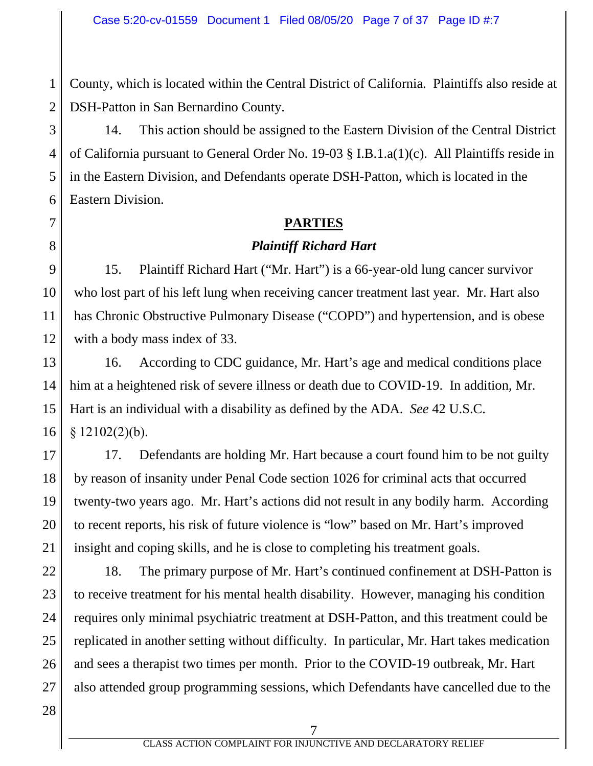County, which is located within the Central District of California. Plaintiffs also reside at DSH-Patton in San Bernardino County.

14. This action should be assigned to the Eastern Division of the Central District of California pursuant to General Order No. 19-03 § I.B.1.a(1)(c). All Plaintiffs reside in in the Eastern Division, and Defendants operate DSH-Patton, which is located in the Eastern Division.

## PARTIES

### *Plaintiff Richard Hart*

15. Plaintiff Richard Hart ("Mr. Hart") is a 66-year-old lung cancer survivor who lost part of his left lung when receiving cancer treatment last year. Mr. Hart also has Chronic Obstructive Pulmonary Disease ("COPD") and hypertension, and is obese with a body mass index of 33.

16. According to CDC guidance, Mr. Hart's age and medical conditions place him at a heightened risk of severe illness or death due to COVID-19. In addition, Mr. Hart is an individual with a disability as defined by the ADA. *See* 42 U.S.C. § 12102(2)(b).

17. Defendants are holding Mr. Hart because a court found him to be not guilty by reason of insanity under Penal Code section 1026 for criminal acts that occurred twenty-two years ago. Mr. Hart's actions did not result in any bodily harm. According to recent reports, his risk of future violence is "low" based on Mr. Hart's improved insight and coping skills, and he is close to completing his treatment goals.

18. The primary purpose of Mr. Hart's continued confinement at DSH-Patton is to receive treatment for his mental health disability. However, managing his condition requires only minimal psychiatric treatment at DSH-Patton, and this treatment could be replicated in another setting without difficulty. In particular, Mr. Hart takes medication and sees a therapist two times per month. Prior to the COVID-19 outbreak, Mr. Hart also attended group programming sessions, which Defendants have cancelled due to the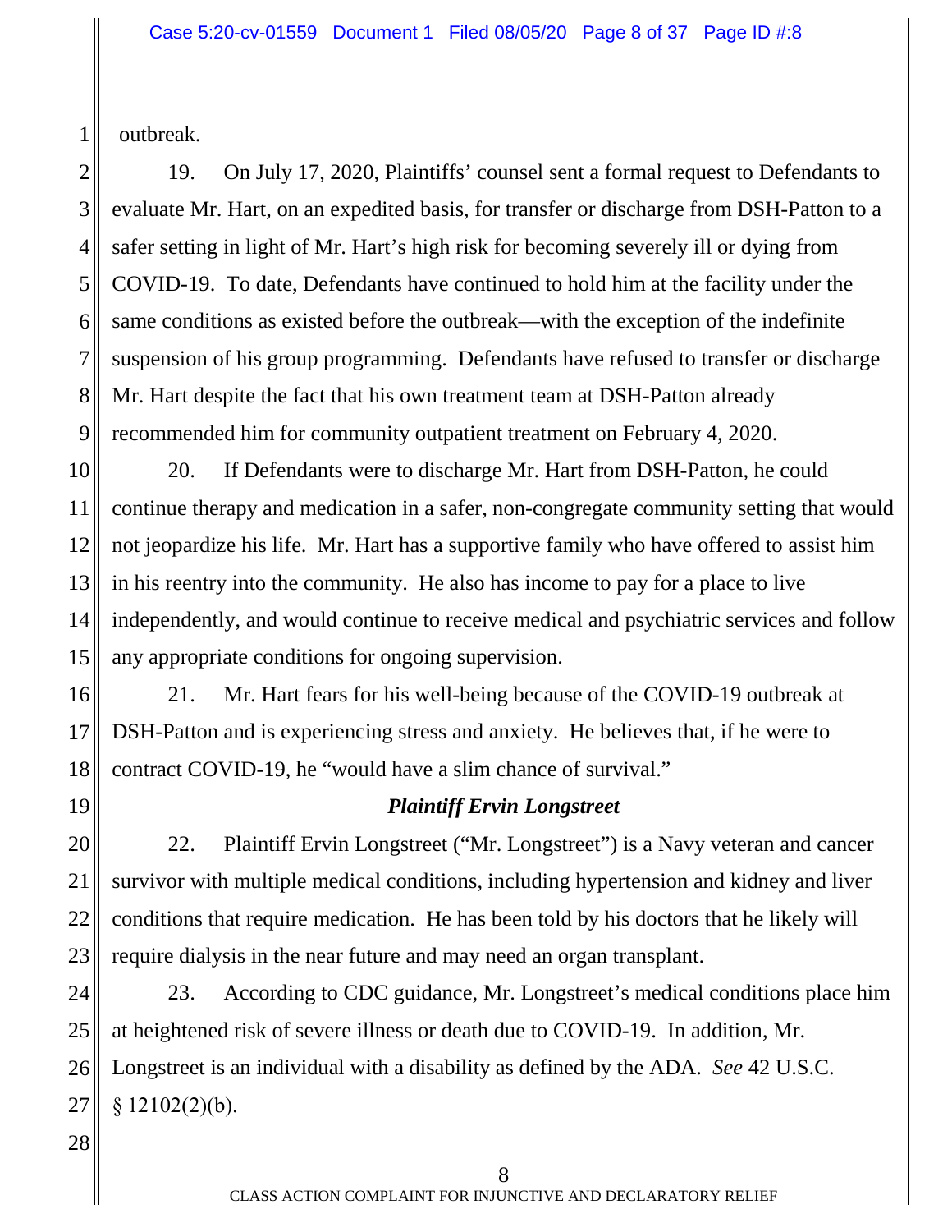outbreak.

19. On July 17, 2020, Plaintiffs' counsel sent a formal request to Defendants to evaluate Mr. Hart, on an expedited basis, for transfer or discharge from DSH-Patton to a safer setting in light of Mr. Hart's high risk for becoming severely ill or dying from COVID-19. To date, Defendants have continued to hold him at the facility under the same conditions as existed before the outbreak—with the exception of the indefinite suspension of his group programming. Defendants have refused to transfer or discharge Mr. Hart despite the fact that his own treatment team at DSH-Patton already recommended him for community outpatient treatment on February 4, 2020.

20. If Defendants were to discharge Mr. Hart from DSH-Patton, he could continue therapy and medication in a safer, non-congregate community setting that would not jeopardize his life. Mr. Hart has a supportive family who have offered to assist him in his reentry into the community. He also has income to pay for a place to live independently, and would continue to receive medical and psychiatric services and follow any appropriate conditions for ongoing supervision.

21. Mr. Hart fears for his well-being because of the COVID-19 outbreak at DSH-Patton and is experiencing stress and anxiety. He believes that, if he were to contract COVID-19, he "would have a slim chance of survival."

***Plaintiff Ervin Longstreet***

22. Plaintiff Ervin Longstreet ("Mr. Longstreet") is a Navy veteran and cancer survivor with multiple medical conditions, including hypertension and kidney and liver conditions that require medication. He has been told by his doctors that he likely will require dialysis in the near future and may need an organ transplant.

23. According to CDC guidance, Mr. Longstreet's medical conditions place him at heightened risk of severe illness or death due to COVID-19. In addition, Mr. Longstreet is an individual with a disability as defined by the ADA. *See* 42 U.S.C. § 12102(2)(b).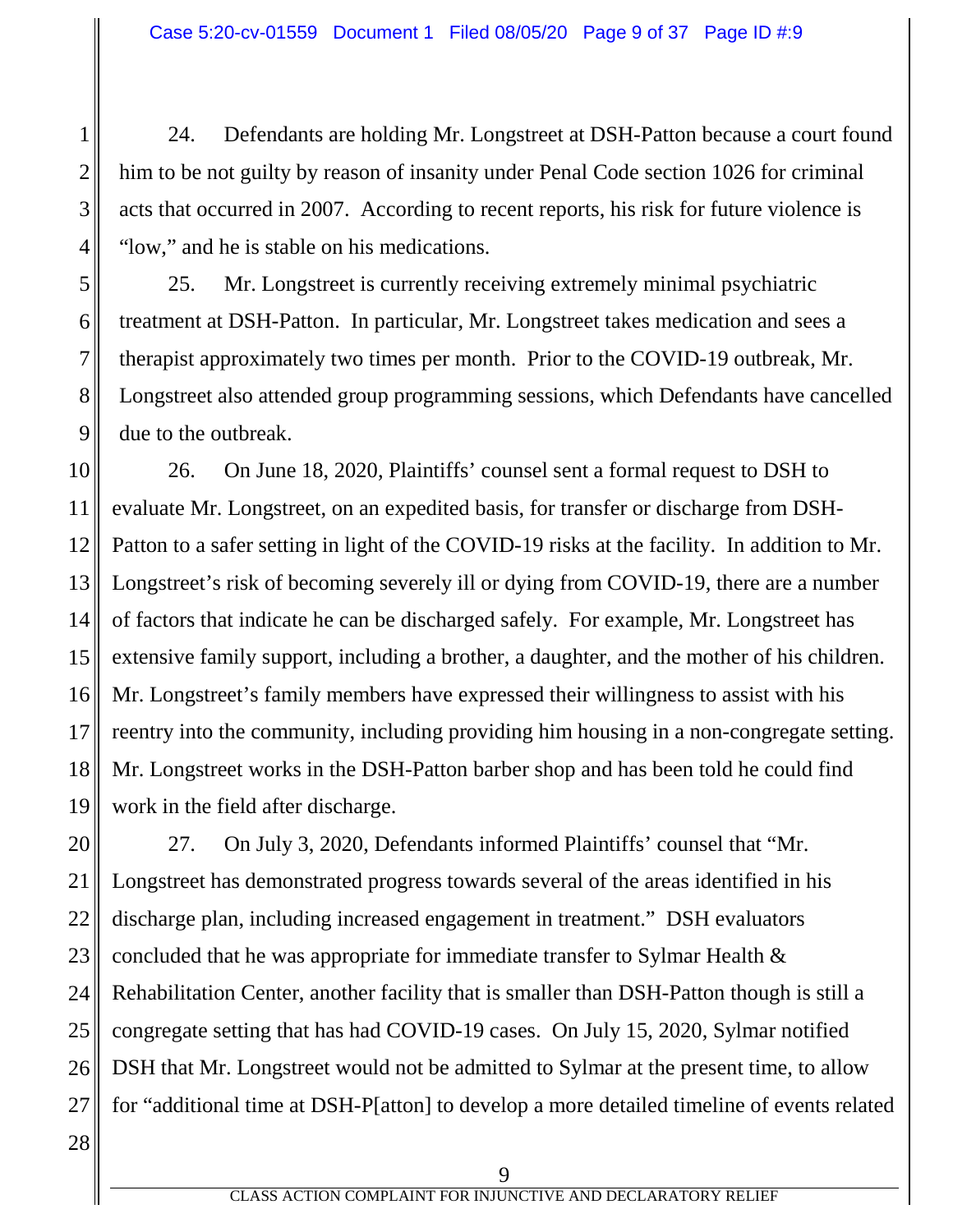24. Defendants are holding Mr. Longstreet at DSH-Patton because a court found him to be not guilty by reason of insanity under Penal Code section 1026 for criminal acts that occurred in 2007. According to recent reports, his risk for future violence is "low," and he is stable on his medications.

25. Mr. Longstreet is currently receiving extremely minimal psychiatric treatment at DSH-Patton. In particular, Mr. Longstreet takes medication and sees a therapist approximately two times per month. Prior to the COVID-19 outbreak, Mr. Longstreet also attended group programming sessions, which Defendants have cancelled due to the outbreak.

26. On June 18, 2020, Plaintiffs' counsel sent a formal request to DSH to evaluate Mr. Longstreet, on an expedited basis, for transfer or discharge from DSH-Patton to a safer setting in light of the COVID-19 risks at the facility. In addition to Mr. Longstreet's risk of becoming severely ill or dying from COVID-19, there are a number of factors that indicate he can be discharged safely. For example, Mr. Longstreet has extensive family support, including a brother, a daughter, and the mother of his children. Mr. Longstreet's family members have expressed their willingness to assist with his reentry into the community, including providing him housing in a non-congregate setting. Mr. Longstreet works in the DSH-Patton barber shop and has been told he could find work in the field after discharge.

27. On July 3, 2020, Defendants informed Plaintiffs' counsel that "Mr. Longstreet has demonstrated progress towards several of the areas identified in his discharge plan, including increased engagement in treatment." DSH evaluators concluded that he was appropriate for immediate transfer to Sylmar Health & Rehabilitation Center, another facility that is smaller than DSH-Patton though is still a congregate setting that has had COVID-19 cases. On July 15, 2020, Sylmar notified DSH that Mr. Longstreet would not be admitted to Sylmar at the present time, to allow for "additional time at DSH-P[atton] to develop a more detailed timeline of events related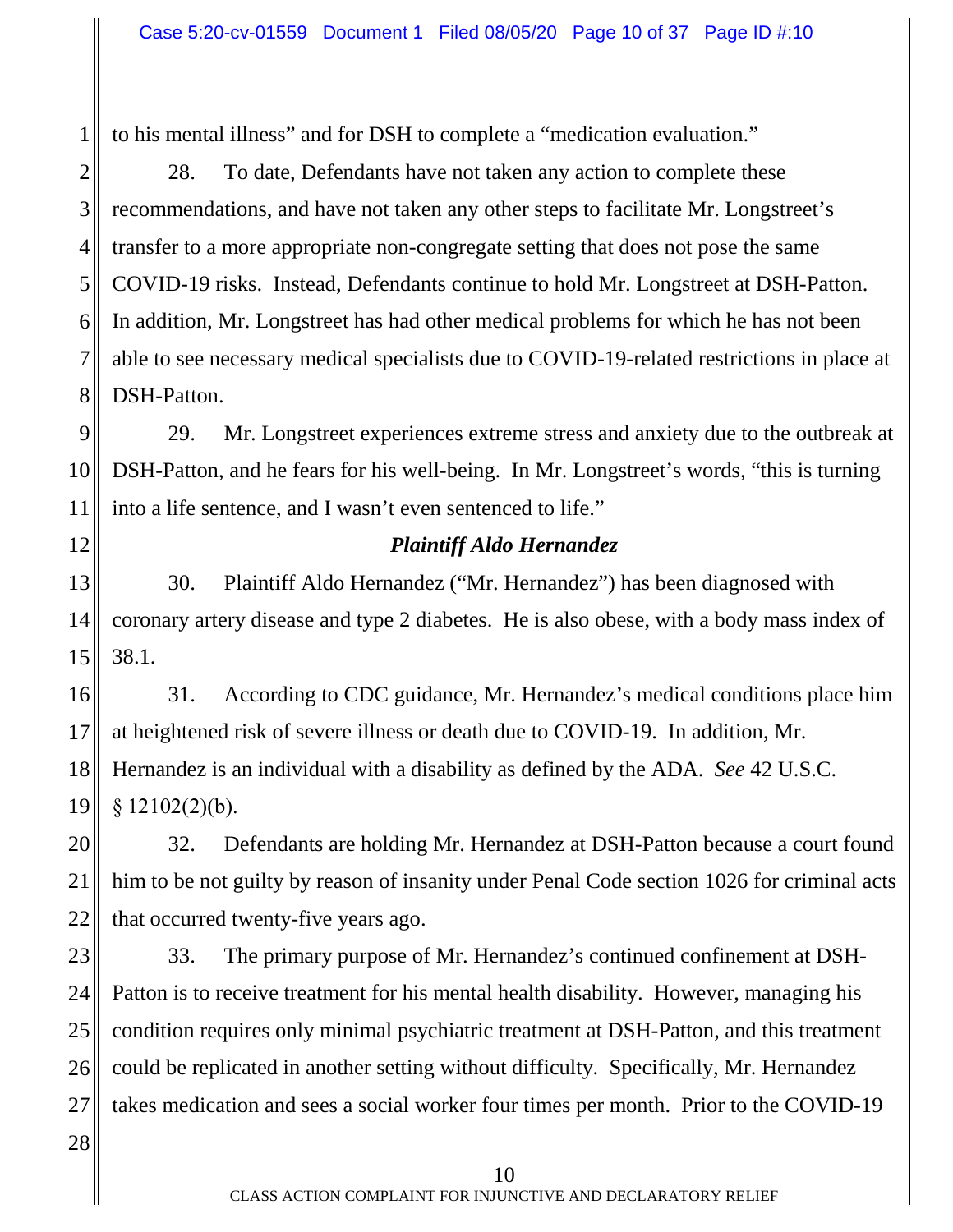to his mental illness" and for DSH to complete a "medication evaluation."

28. To date, Defendants have not taken any action to complete these recommendations, and have not taken any other steps to facilitate Mr. Longstreet's transfer to a more appropriate non-congregate setting that does not pose the same COVID-19 risks. Instead, Defendants continue to hold Mr. Longstreet at DSH-Patton. In addition, Mr. Longstreet has had other medical problems for which he has not been able to see necessary medical specialists due to COVID-19-related restrictions in place at DSH-Patton.

29. Mr. Longstreet experiences extreme stress and anxiety due to the outbreak at DSH-Patton, and he fears for his well-being. In Mr. Longstreet's words, "this is turning into a life sentence, and I wasn't even sentenced to life."

### *Plaintiff Aldo Hernandez*

30. Plaintiff Aldo Hernandez ("Mr. Hernandez") has been diagnosed with coronary artery disease and type 2 diabetes. He is also obese, with a body mass index of 38.1.

31. According to CDC guidance, Mr. Hernandez's medical conditions place him at heightened risk of severe illness or death due to COVID-19. In addition, Mr. Hernandez is an individual with a disability as defined by the ADA. *See* 42 U.S.C. § 12102(2)(b).

32. Defendants are holding Mr. Hernandez at DSH-Patton because a court found him to be not guilty by reason of insanity under Penal Code section 1026 for criminal acts that occurred twenty-five years ago.

33. The primary purpose of Mr. Hernandez's continued confinement at DSH-Patton is to receive treatment for his mental health disability. However, managing his condition requires only minimal psychiatric treatment at DSH-Patton, and this treatment could be replicated in another setting without difficulty. Specifically, Mr. Hernandez takes medication and sees a social worker four times per month. Prior to the COVID-19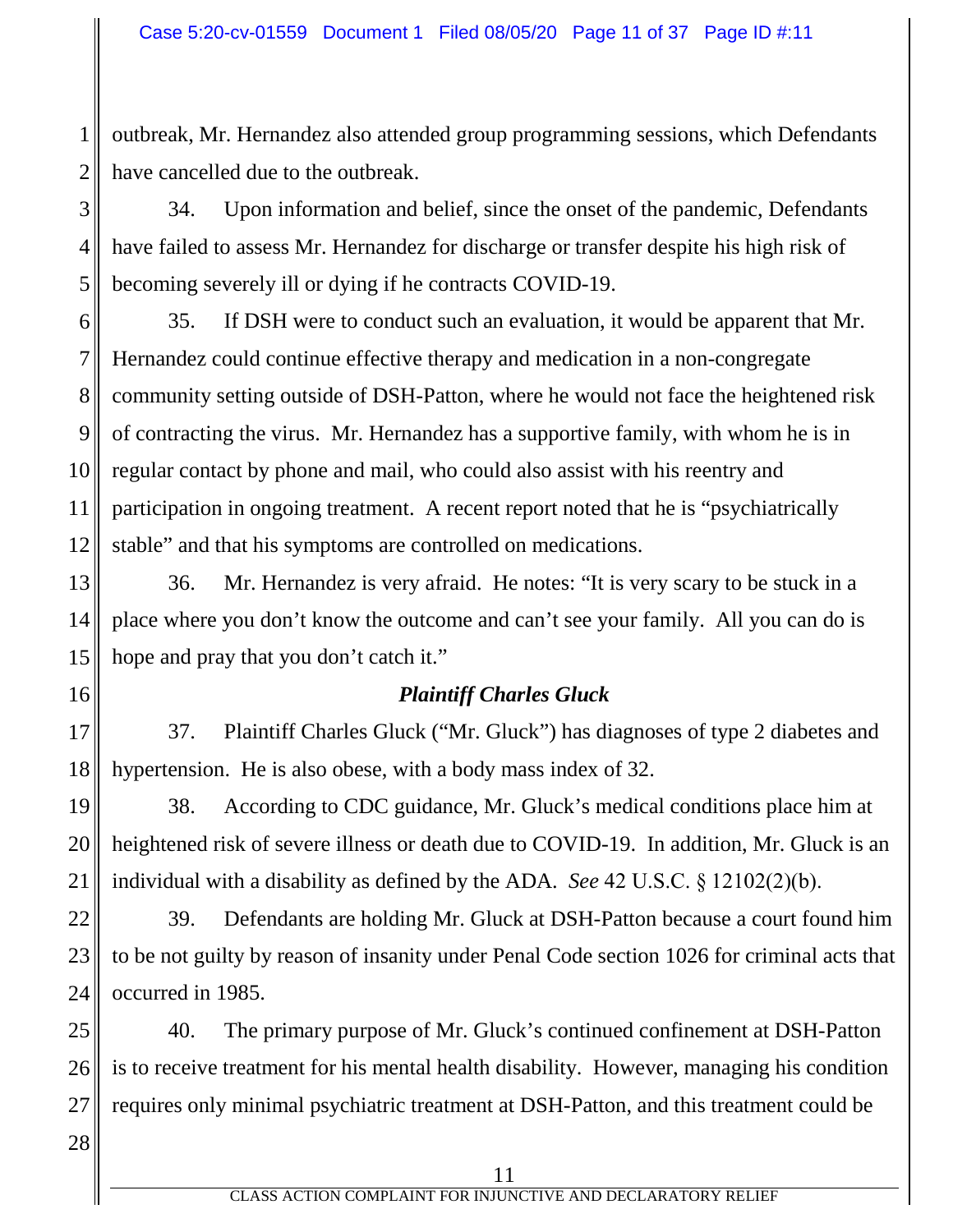outbreak, Mr. Hernandez also attended group programming sessions, which Defendants have cancelled due to the outbreak.

34. Upon information and belief, since the onset of the pandemic, Defendants have failed to assess Mr. Hernandez for discharge or transfer despite his high risk of becoming severely ill or dying if he contracts COVID-19.

35. If DSH were to conduct such an evaluation, it would be apparent that Mr. Hernandez could continue effective therapy and medication in a non-congregate community setting outside of DSH-Patton, where he would not face the heightened risk of contracting the virus. Mr. Hernandez has a supportive family, with whom he is in regular contact by phone and mail, who could also assist with his reentry and participation in ongoing treatment. A recent report noted that he is "psychiatrically stable" and that his symptoms are controlled on medications.

36. Mr. Hernandez is very afraid. He notes: "It is very scary to be stuck in a place where you don't know the outcome and can't see your family. All you can do is hope and pray that you don't catch it."

***Plaintiff Charles Gluck***

37. Plaintiff Charles Gluck ("Mr. Gluck") has diagnoses of type 2 diabetes and hypertension. He is also obese, with a body mass index of 32.

38. According to CDC guidance, Mr. Gluck's medical conditions place him at heightened risk of severe illness or death due to COVID-19. In addition, Mr. Gluck is an individual with a disability as defined by the ADA. *See* 42 U.S.C. § 12102(2)(b).

39. Defendants are holding Mr. Gluck at DSH-Patton because a court found him to be not guilty by reason of insanity under Penal Code section 1026 for criminal acts that occurred in 1985.

40. The primary purpose of Mr. Gluck's continued confinement at DSH-Patton is to receive treatment for his mental health disability. However, managing his condition requires only minimal psychiatric treatment at DSH-Patton, and this treatment could be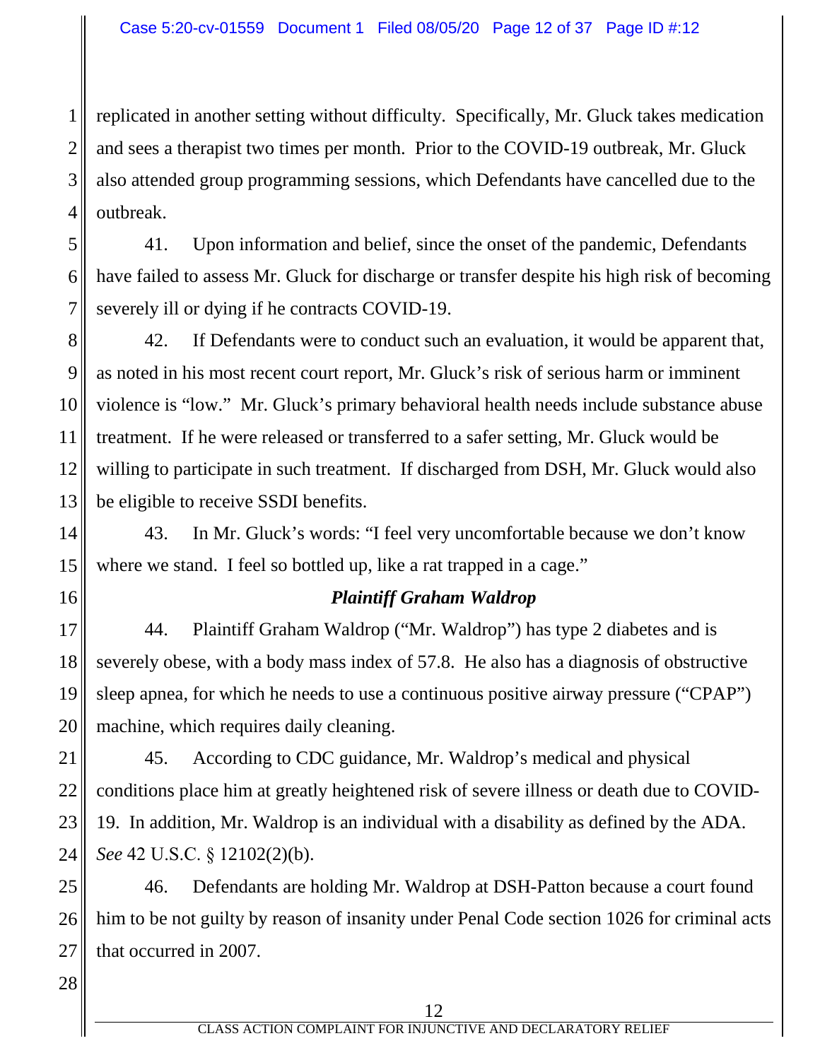replicated in another setting without difficulty. Specifically, Mr. Gluck takes medication and sees a therapist two times per month. Prior to the COVID-19 outbreak, Mr. Gluck also attended group programming sessions, which Defendants have cancelled due to the outbreak.

41. Upon information and belief, since the onset of the pandemic, Defendants have failed to assess Mr. Gluck for discharge or transfer despite his high risk of becoming severely ill or dying if he contracts COVID-19.

42. If Defendants were to conduct such an evaluation, it would be apparent that, as noted in his most recent court report, Mr. Gluck's risk of serious harm or imminent violence is "low." Mr. Gluck's primary behavioral health needs include substance abuse treatment. If he were released or transferred to a safer setting, Mr. Gluck would be willing to participate in such treatment. If discharged from DSH, Mr. Gluck would also be eligible to receive SSDI benefits.

43. In Mr. Gluck's words: "I feel very uncomfortable because we don't know where we stand. I feel so bottled up, like a rat trapped in a cage."

***Plaintiff Graham Waldrop***

44. Plaintiff Graham Waldrop ("Mr. Waldrop") has type 2 diabetes and is severely obese, with a body mass index of 57.8. He also has a diagnosis of obstructive sleep apnea, for which he needs to use a continuous positive airway pressure ("CPAP") machine, which requires daily cleaning.

45. According to CDC guidance, Mr. Waldrop's medical and physical conditions place him at greatly heightened risk of severe illness or death due to COVID-19. In addition, Mr. Waldrop is an individual with a disability as defined by the ADA. *See* 42 U.S.C. § 12102(2)(b).

46. Defendants are holding Mr. Waldrop at DSH-Patton because a court found him to be not guilty by reason of insanity under Penal Code section 1026 for criminal acts that occurred in 2007.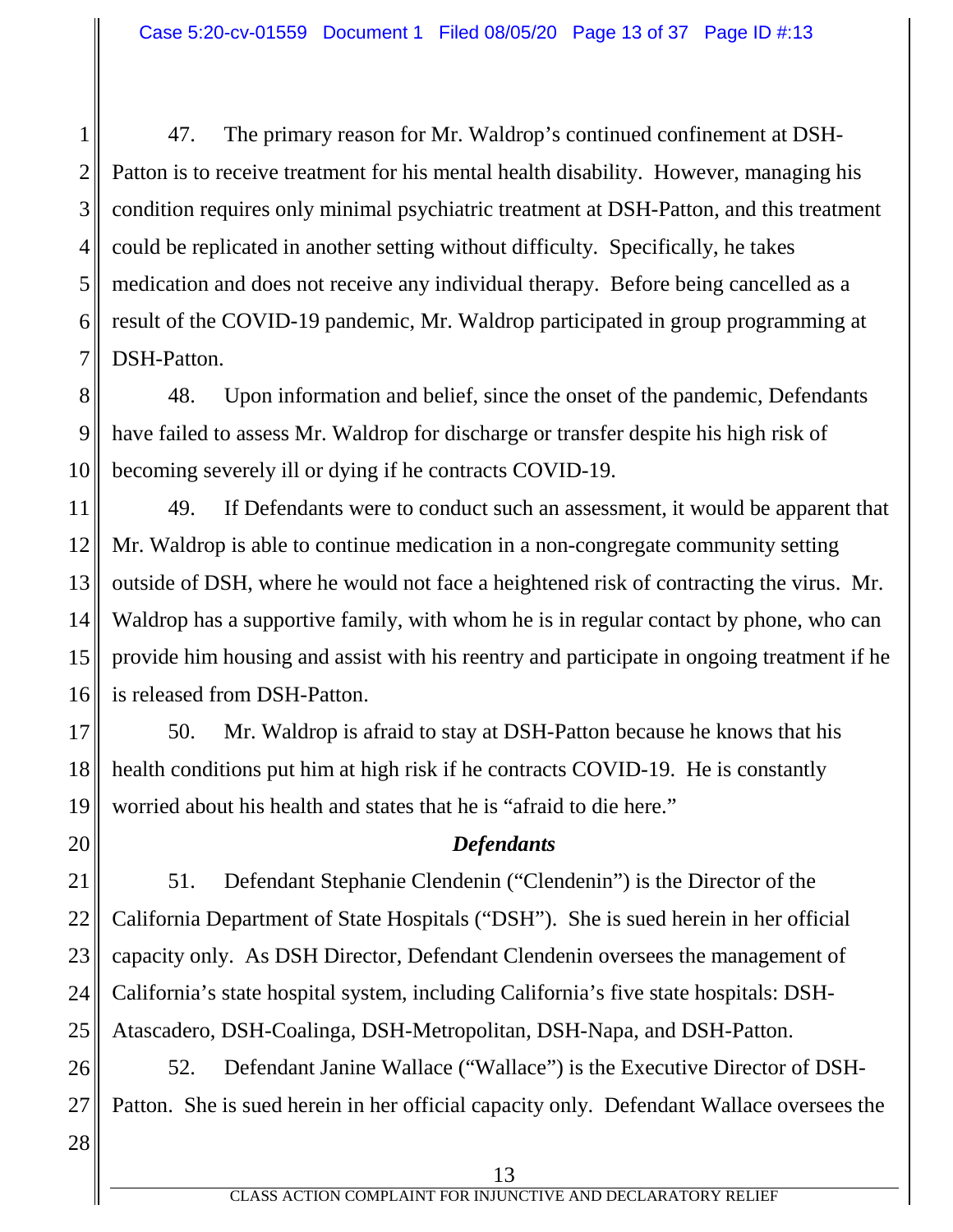47. The primary reason for Mr. Waldrop's continued confinement at DSH-Patton is to receive treatment for his mental health disability. However, managing his condition requires only minimal psychiatric treatment at DSH-Patton, and this treatment could be replicated in another setting without difficulty. Specifically, he takes medication and does not receive any individual therapy. Before being cancelled as a result of the COVID-19 pandemic, Mr. Waldrop participated in group programming at DSH-Patton.

48. Upon information and belief, since the onset of the pandemic, Defendants have failed to assess Mr. Waldrop for discharge or transfer despite his high risk of becoming severely ill or dying if he contracts COVID-19.

49. If Defendants were to conduct such an assessment, it would be apparent that Mr. Waldrop is able to continue medication in a non-congregate community setting outside of DSH, where he would not face a heightened risk of contracting the virus. Mr. Waldrop has a supportive family, with whom he is in regular contact by phone, who can provide him housing and assist with his reentry and participate in ongoing treatment if he is released from DSH-Patton.

50. Mr. Waldrop is afraid to stay at DSH-Patton because he knows that his health conditions put him at high risk if he contracts COVID-19. He is constantly worried about his health and states that he is "afraid to die here."

### *Defendants*

51. Defendant Stephanie Clendenin ("Clendenin") is the Director of the California Department of State Hospitals ("DSH"). She is sued herein in her official capacity only. As DSH Director, Defendant Clendenin oversees the management of California's state hospital system, including California's five state hospitals: DSH-Atascadero, DSH-Coalinga, DSH-Metropolitan, DSH-Napa, and DSH-Patton.

52. Defendant Janine Wallace ("Wallace") is the Executive Director of DSH-Patton. She is sued herein in her official capacity only. Defendant Wallace oversees the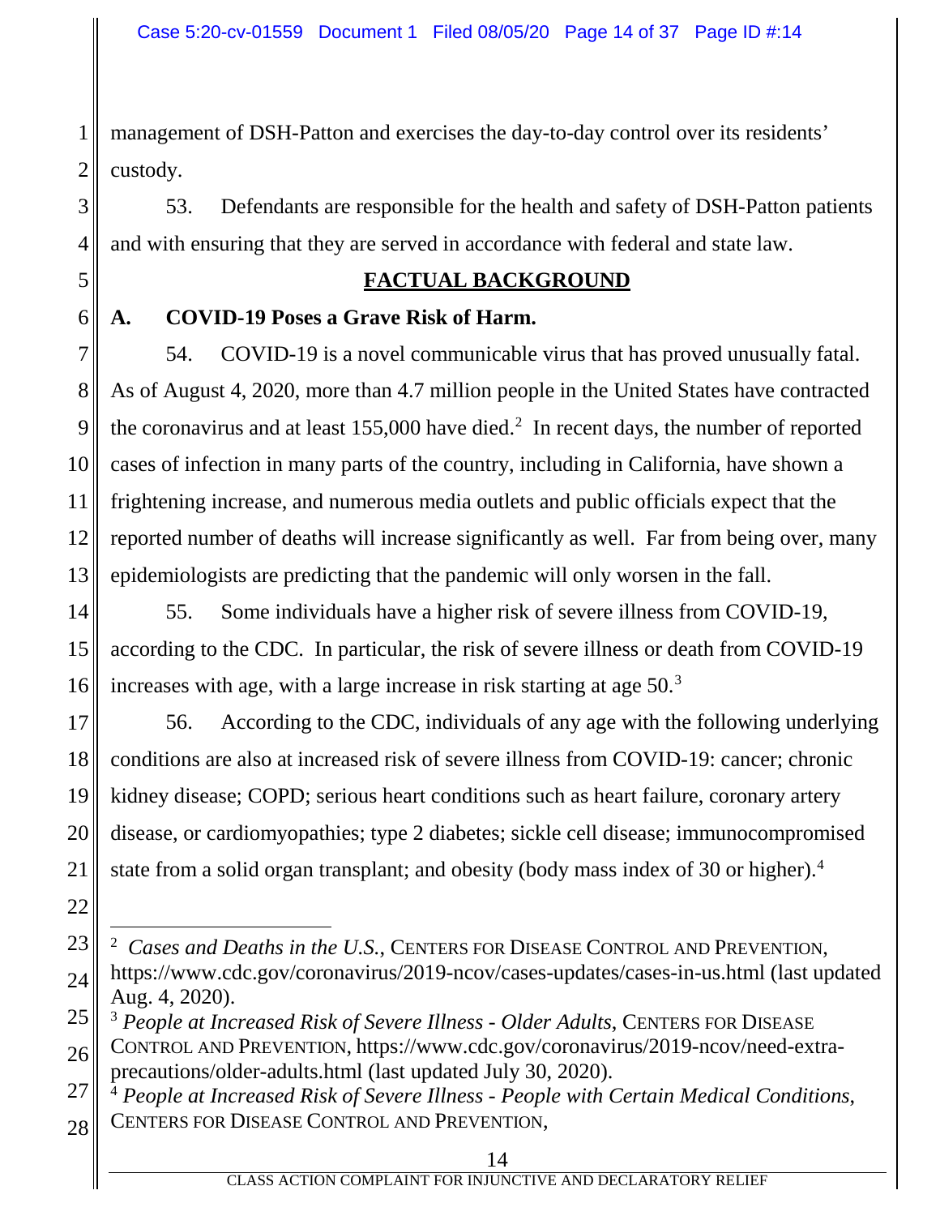management of DSH-Patton and exercises the day-to-day control over its residents' custody.

53. Defendants are responsible for the health and safety of DSH-Patton patients and with ensuring that they are served in accordance with federal and state law.

## FACTUAL BACKGROUND

### A. COVID-19 Poses a Grave Risk of Harm.

54. COVID-19 is a novel communicable virus that has proved unusually fatal. As of August 4, 2020, more than 4.7 million people in the United States have contracted the coronavirus and at least 155,000 have died.[2] In recent days, the number of reported cases of infection in many parts of the country, including in California, have shown a frightening increase, and numerous media outlets and public officials expect that the reported number of deaths will increase significantly as well. Far from being over, many epidemiologists are predicting that the pandemic will only worsen in the fall.

55. Some individuals have a higher risk of severe illness from COVID-19, according to the CDC. In particular, the risk of severe illness or death from COVID-19 increases with age, with a large increase in risk starting at age 50.[3]

56. According to the CDC, individuals of any age with the following underlying conditions are also at increased risk of severe illness from COVID-19: cancer; chronic kidney disease; COPD; serious heart conditions such as heart failure, coronary artery disease, or cardiomyopathies; type 2 diabetes; sickle cell disease; immunocompromised state from a solid organ transplant; and obesity (body mass index of 30 or higher).[4]

---

[2] *Cases and Deaths in the U.S.*, CENTERS FOR DISEASE CONTROL AND PREVENTION, https://www.cdc.gov/coronavirus/2019-ncov/cases-updates/cases-in-us.html (last updated Aug. 4, 2020).

[3] *People at Increased Risk of Severe Illness - Older Adults*, CENTERS FOR DISEASE CONTROL AND PREVENTION, https://www.cdc.gov/coronavirus/2019-ncov/need-extra-precautions/older-adults.html (last updated July 30, 2020).

[4] *People at Increased Risk of Severe Illness - People with Certain Medical Conditions*, CENTERS FOR DISEASE CONTROL AND PREVENTION,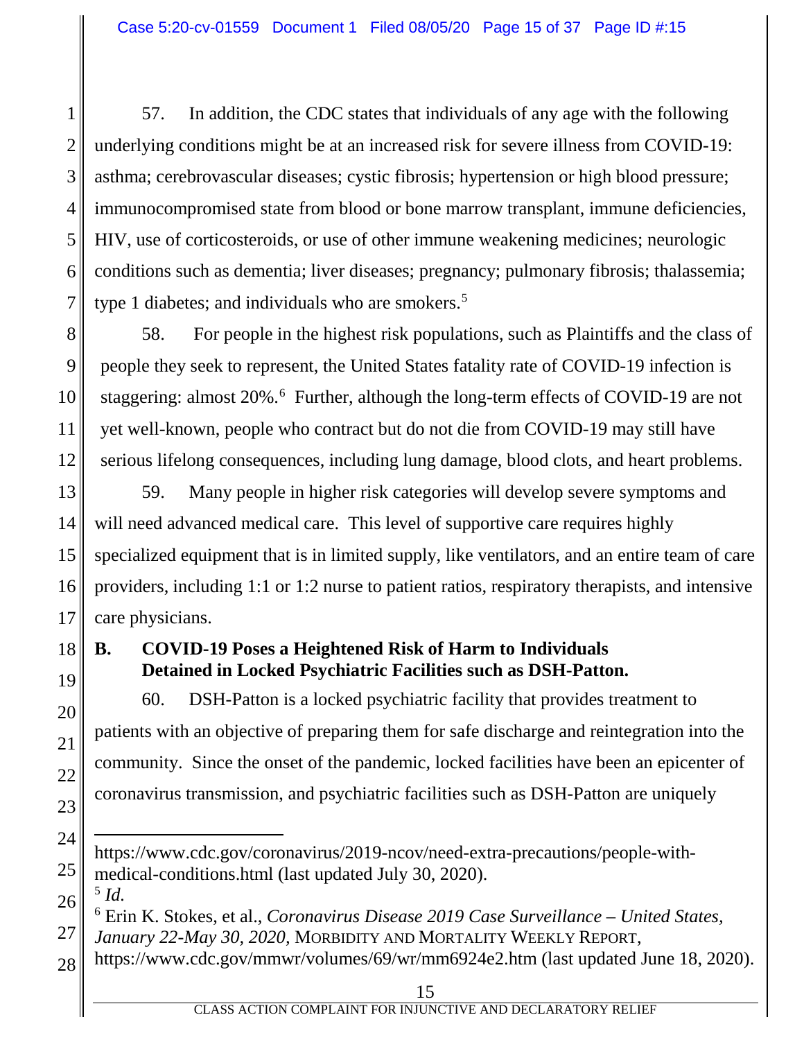57. In addition, the CDC states that individuals of any age with the following underlying conditions might be at an increased risk for severe illness from COVID-19: asthma; cerebrovascular diseases; cystic fibrosis; hypertension or high blood pressure; immunocompromised state from blood or bone marrow transplant, immune deficiencies, HIV, use of corticosteroids, or use of other immune weakening medicines; neurologic conditions such as dementia; liver diseases; pregnancy; pulmonary fibrosis; thalassemia; type 1 diabetes; and individuals who are smokers.[5]

58. For people in the highest risk populations, such as Plaintiffs and the class of people they seek to represent, the United States fatality rate of COVID-19 infection is staggering: almost 20%.[6] Further, although the long-term effects of COVID-19 are not yet well-known, people who contract but do not die from COVID-19 may still have serious lifelong consequences, including lung damage, blood clots, and heart problems.

59. Many people in higher risk categories will develop severe symptoms and will need advanced medical care. This level of supportive care requires highly specialized equipment that is in limited supply, like ventilators, and an entire team of care providers, including 1:1 or 1:2 nurse to patient ratios, respiratory therapists, and intensive care physicians.

**B. COVID-19 Poses a Heightened Risk of Harm to Individuals Detained in Locked Psychiatric Facilities such as DSH-Patton.**

60. DSH-Patton is a locked psychiatric facility that provides treatment to patients with an objective of preparing them for safe discharge and reintegration into the community. Since the onset of the pandemic, locked facilities have been an epicenter of coronavirus transmission, and psychiatric facilities such as DSH-Patton are uniquely

---

https://www.cdc.gov/coronavirus/2019-ncov/need-extra-precautions/people-with-medical-conditions.html (last updated July 30, 2020).

[5] *Id.*

[6] Erin K. Stokes, et al., *Coronavirus Disease 2019 Case Surveillance – United States, January 22-May 30, 2020,* MORBIDITY AND MORTALITY WEEKLY REPORT, https://www.cdc.gov/mmwr/volumes/69/wr/mm6924e2.htm (last updated June 18, 2020).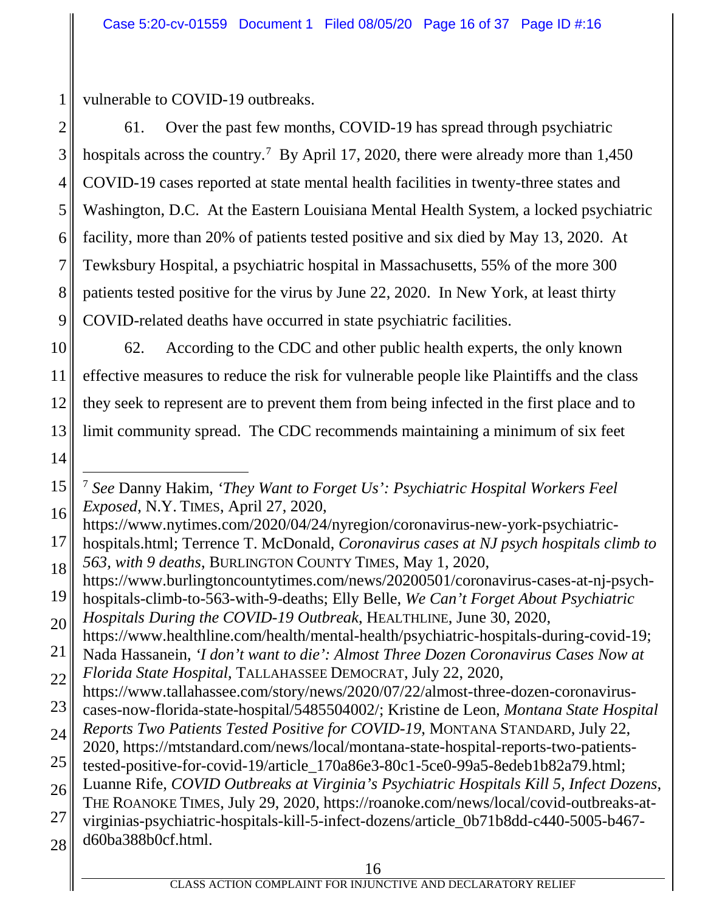vulnerable to COVID-19 outbreaks.

61. Over the past few months, COVID-19 has spread through psychiatric hospitals across the country.[7] By April 17, 2020, there were already more than 1,450 COVID-19 cases reported at state mental health facilities in twenty-three states and Washington, D.C. At the Eastern Louisiana Mental Health System, a locked psychiatric facility, more than 20% of patients tested positive and six died by May 13, 2020. At Tewksbury Hospital, a psychiatric hospital in Massachusetts, 55% of the more 300 patients tested positive for the virus by June 22, 2020. In New York, at least thirty COVID-related deaths have occurred in state psychiatric facilities.

62. According to the CDC and other public health experts, the only known effective measures to reduce the risk for vulnerable people like Plaintiffs and the class they seek to represent are to prevent them from being infected in the first place and to limit community spread. The CDC recommends maintaining a minimum of six feet

---

[7] *See* Danny Hakim, *'They Want to Forget Us': Psychiatric Hospital Workers Feel Exposed*, N.Y. TIMES, April 27, 2020, https://www.nytimes.com/2020/04/24/nyregion/coronavirus-new-york-psychiatric-hospitals.html; Terrence T. McDonald, *Coronavirus cases at NJ psych hospitals climb to 563, with 9 deaths*, BURLINGTON COUNTY TIMES, May 1, 2020, https://www.burlingtoncountytimes.com/news/20200501/coronavirus-cases-at-nj-psych-hospitals-climb-to-563-with-9-deaths; Elly Belle, *We Can't Forget About Psychiatric Hospitals During the COVID-19 Outbreak*, HEALTHLINE, June 30, 2020, https://www.healthline.com/health/mental-health/psychiatric-hospitals-during-covid-19; Nada Hassanein, *'I don't want to die': Almost Three Dozen Coronavirus Cases Now at Florida State Hospital*, TALLAHASSEE DEMOCRAT, July 22, 2020, https://www.tallahassee.com/story/news/2020/07/22/almost-three-dozen-coronavirus-cases-now-florida-state-hospital/5485504002/; Kristine de Leon, *Montana State Hospital Reports Two Patients Tested Positive for COVID-19*, MONTANA STANDARD, July 22, 2020, https://mtstandard.com/news/local/montana-state-hospital-reports-two-patients-tested-positive-for-covid-19/article_170a86e3-80c1-5ce0-99a5-8edeb1b82a79.html; Luanne Rife, *COVID Outbreaks at Virginia's Psychiatric Hospitals Kill 5, Infect Dozens*, THE ROANOKE TIMES, July 29, 2020, https://roanoke.com/news/local/covid-outbreaks-at-virginias-psychiatric-hospitals-kill-5-infect-dozens/article_0b71b8dd-c440-5005-b467-d60ba388b0cf.html.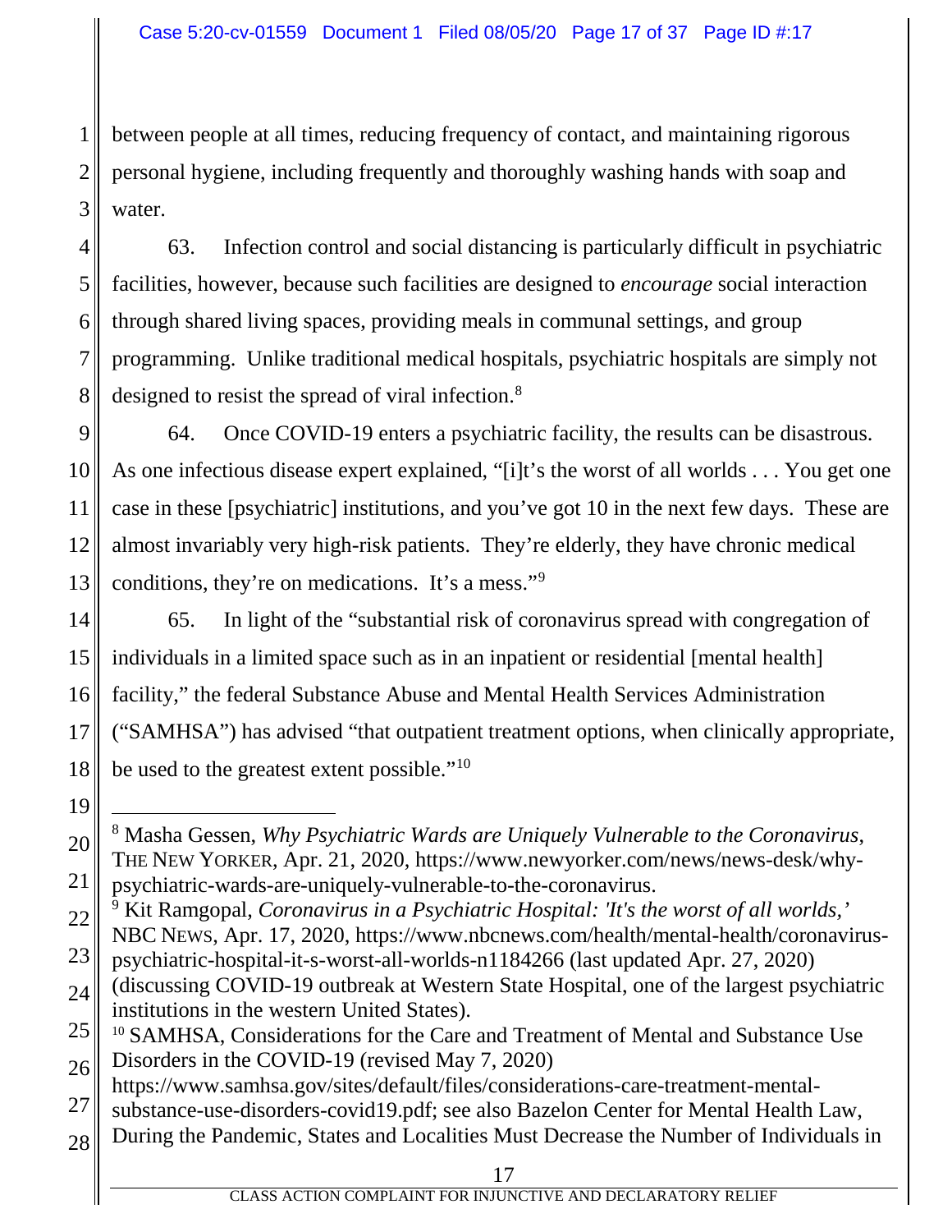between people at all times, reducing frequency of contact, and maintaining rigorous personal hygiene, including frequently and thoroughly washing hands with soap and water.

63. Infection control and social distancing is particularly difficult in psychiatric facilities, however, because such facilities are designed to *encourage* social interaction through shared living spaces, providing meals in communal settings, and group programming. Unlike traditional medical hospitals, psychiatric hospitals are simply not designed to resist the spread of viral infection.[8]

64. Once COVID-19 enters a psychiatric facility, the results can be disastrous. As one infectious disease expert explained, "[i]t's the worst of all worlds . . . You get one case in these [psychiatric] institutions, and you've got 10 in the next few days. These are almost invariably very high-risk patients. They're elderly, they have chronic medical conditions, they're on medications. It's a mess."[9]

65. In light of the "substantial risk of coronavirus spread with congregation of individuals in a limited space such as in an inpatient or residential [mental health] facility," the federal Substance Abuse and Mental Health Services Administration ("SAMHSA") has advised "that outpatient treatment options, when clinically appropriate, be used to the greatest extent possible."[10]

---

[8] Masha Gessen, *Why Psychiatric Wards are Uniquely Vulnerable to the Coronavirus*, THE NEW YORKER, Apr. 21, 2020, https://www.newyorker.com/news/news-desk/why-psychiatric-wards-are-uniquely-vulnerable-to-the-coronavirus.

[9] Kit Ramgopal, *Coronavirus in a Psychiatric Hospital: 'It's the worst of all worlds,'* NBC NEWS, Apr. 17, 2020, https://www.nbcnews.com/health/mental-health/coronavirus-psychiatric-hospital-it-s-worst-all-worlds-n1184266 (last updated Apr. 27, 2020) (discussing COVID-19 outbreak at Western State Hospital, one of the largest psychiatric institutions in the western United States).

[10] SAMHSA, Considerations for the Care and Treatment of Mental and Substance Use Disorders in the COVID-19 (revised May 7, 2020) https://www.samhsa.gov/sites/default/files/considerations-care-treatment-mental-substance-use-disorders-covid19.pdf; see also Bazelon Center for Mental Health Law, During the Pandemic, States and Localities Must Decrease the Number of Individuals in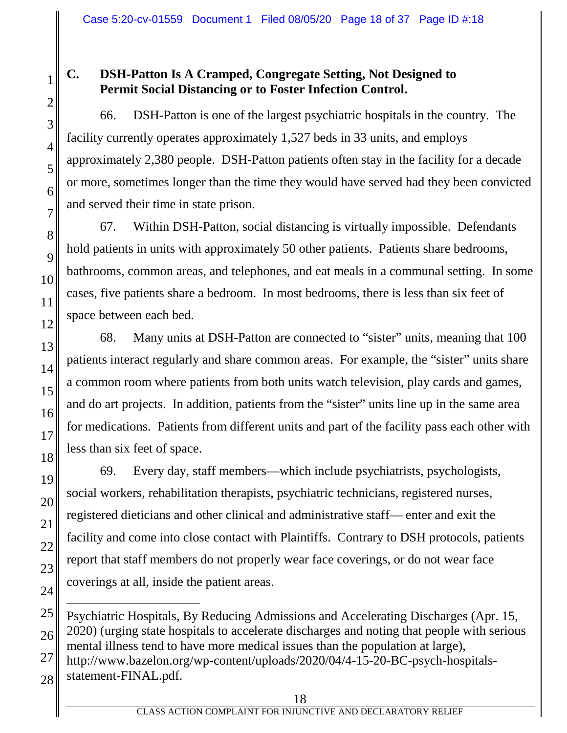### C. DSH-Patton Is A Cramped, Congregate Setting, Not Designed to Permit Social Distancing or to Foster Infection Control.

66. DSH-Patton is one of the largest psychiatric hospitals in the country. The facility currently operates approximately 1,527 beds in 33 units, and employs approximately 2,380 people. DSH-Patton patients often stay in the facility for a decade or more, sometimes longer than the time they would have served had they been convicted and served their time in state prison.

67. Within DSH-Patton, social distancing is virtually impossible. Defendants hold patients in units with approximately 50 other patients. Patients share bedrooms, bathrooms, common areas, and telephones, and eat meals in a communal setting. In some cases, five patients share a bedroom. In most bedrooms, there is less than six feet of space between each bed.

68. Many units at DSH-Patton are connected to "sister" units, meaning that 100 patients interact regularly and share common areas. For example, the "sister" units share a common room where patients from both units watch television, play cards and games, and do art projects. In addition, patients from the "sister" units line up in the same area for medications. Patients from different units and part of the facility pass each other with less than six feet of space.

69. Every day, staff members—which include psychiatrists, psychologists, social workers, rehabilitation therapists, psychiatric technicians, registered nurses, registered dieticians and other clinical and administrative staff— enter and exit the facility and come into close contact with Plaintiffs. Contrary to DSH protocols, patients report that staff members do not properly wear face coverings, or do not wear face coverings at all, inside the patient areas.

---

Psychiatric Hospitals, By Reducing Admissions and Accelerating Discharges (Apr. 15, 2020) (urging state hospitals to accelerate discharges and noting that people with serious mental illness tend to have more medical issues than the population at large), http://www.bazelon.org/wp-content/uploads/2020/04/4-15-20-BC-psych-hospitals-statement-FINAL.pdf.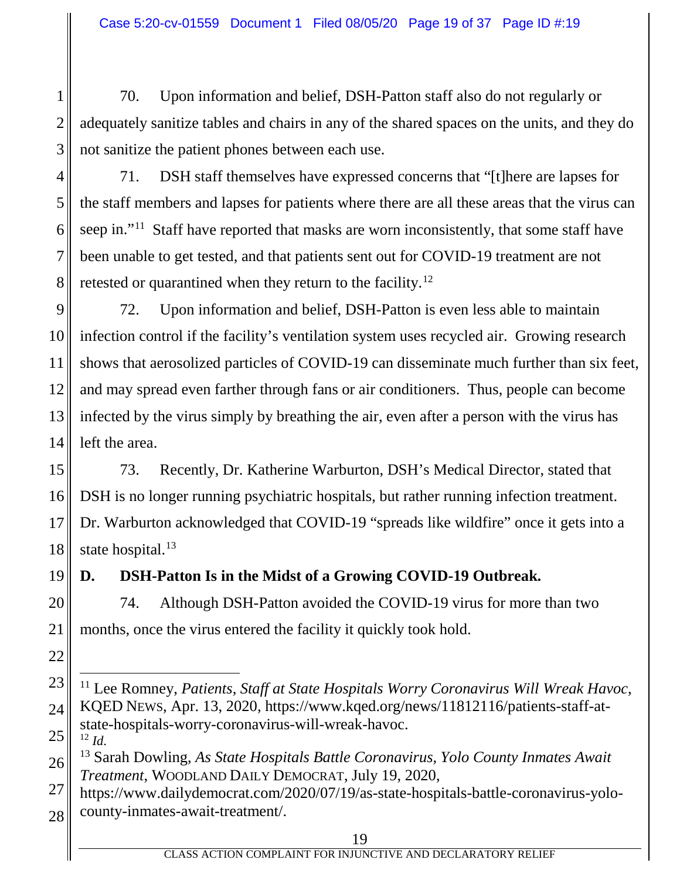70. Upon information and belief, DSH-Patton staff also do not regularly or adequately sanitize tables and chairs in any of the shared spaces on the units, and they do not sanitize the patient phones between each use.

71. DSH staff themselves have expressed concerns that "[t]here are lapses for the staff members and lapses for patients where there are all these areas that the virus can seep in."[11] Staff have reported that masks are worn inconsistently, that some staff have been unable to get tested, and that patients sent out for COVID-19 treatment are not retested or quarantined when they return to the facility.[12]

72. Upon information and belief, DSH-Patton is even less able to maintain infection control if the facility's ventilation system uses recycled air. Growing research shows that aerosolized particles of COVID-19 can disseminate much further than six feet, and may spread even farther through fans or air conditioners. Thus, people can become infected by the virus simply by breathing the air, even after a person with the virus has left the area.

73. Recently, Dr. Katherine Warburton, DSH's Medical Director, stated that DSH is no longer running psychiatric hospitals, but rather running infection treatment. Dr. Warburton acknowledged that COVID-19 "spreads like wildfire" once it gets into a state hospital.[13]

### D. DSH-Patton Is in the Midst of a Growing COVID-19 Outbreak.

74. Although DSH-Patton avoided the COVID-19 virus for more than two months, once the virus entered the facility it quickly took hold.

---

[11] Lee Romney, *Patients, Staff at State Hospitals Worry Coronavirus Will Wreak Havoc*, KQED NEWS, Apr. 13, 2020, https://www.kqed.org/news/11812116/patients-staff-at-state-hospitals-worry-coronavirus-will-wreak-havoc.

[12] *Id.*

[13] Sarah Dowling, *As State Hospitals Battle Coronavirus, Yolo County Inmates Await Treatment*, WOODLAND DAILY DEMOCRAT, July 19, 2020, https://www.dailydemocrat.com/2020/07/19/as-state-hospitals-battle-coronavirus-yolo-county-inmates-await-treatment/.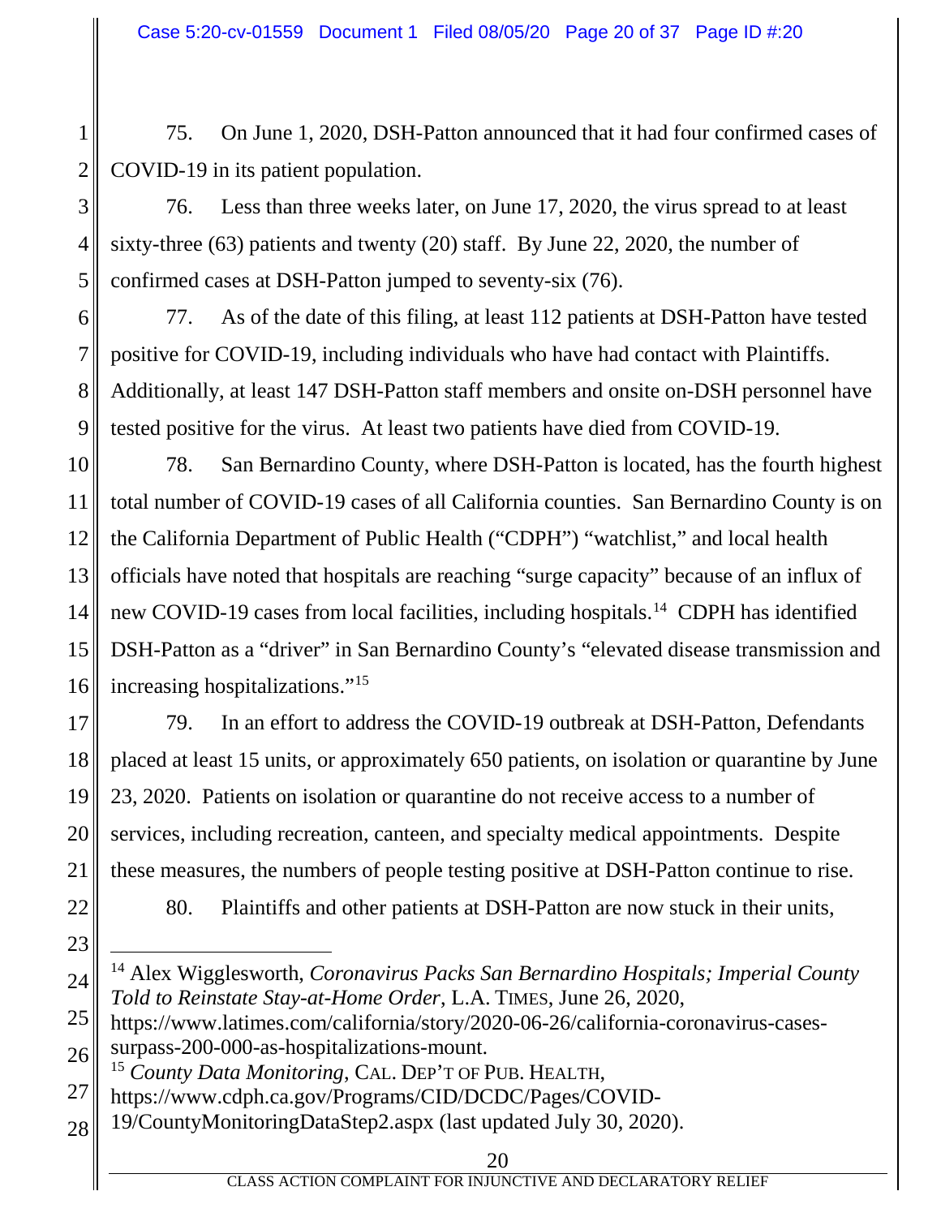75. On June 1, 2020, DSH-Patton announced that it had four confirmed cases of COVID-19 in its patient population.

76. Less than three weeks later, on June 17, 2020, the virus spread to at least sixty-three (63) patients and twenty (20) staff. By June 22, 2020, the number of confirmed cases at DSH-Patton jumped to seventy-six (76).

77. As of the date of this filing, at least 112 patients at DSH-Patton have tested positive for COVID-19, including individuals who have had contact with Plaintiffs. Additionally, at least 147 DSH-Patton staff members and onsite on-DSH personnel have tested positive for the virus. At least two patients have died from COVID-19.

78. San Bernardino County, where DSH-Patton is located, has the fourth highest total number of COVID-19 cases of all California counties. San Bernardino County is on the California Department of Public Health ("CDPH") "watchlist," and local health officials have noted that hospitals are reaching "surge capacity" because of an influx of new COVID-19 cases from local facilities, including hospitals.[14] CDPH has identified DSH-Patton as a "driver" in San Bernardino County's "elevated disease transmission and increasing hospitalizations."[15]

79. In an effort to address the COVID-19 outbreak at DSH-Patton, Defendants placed at least 15 units, or approximately 650 patients, on isolation or quarantine by June 23, 2020. Patients on isolation or quarantine do not receive access to a number of services, including recreation, canteen, and specialty medical appointments. Despite these measures, the numbers of people testing positive at DSH-Patton continue to rise.

80. Plaintiffs and other patients at DSH-Patton are now stuck in their units,

---

[14] Alex Wigglesworth, *Coronavirus Packs San Bernardino Hospitals; Imperial County Told to Reinstate Stay-at-Home Order*, L.A. TIMES, June 26, 2020, https://www.latimes.com/california/story/2020-06-26/california-coronavirus-cases-surpass-200-000-as-hospitalizations-mount.

[15] *County Data Monitoring*, CAL. DEP'T OF PUB. HEALTH, https://www.cdph.ca.gov/Programs/CID/DCDC/Pages/COVID-19/CountyMonitoringDataStep2.aspx (last updated July 30, 2020).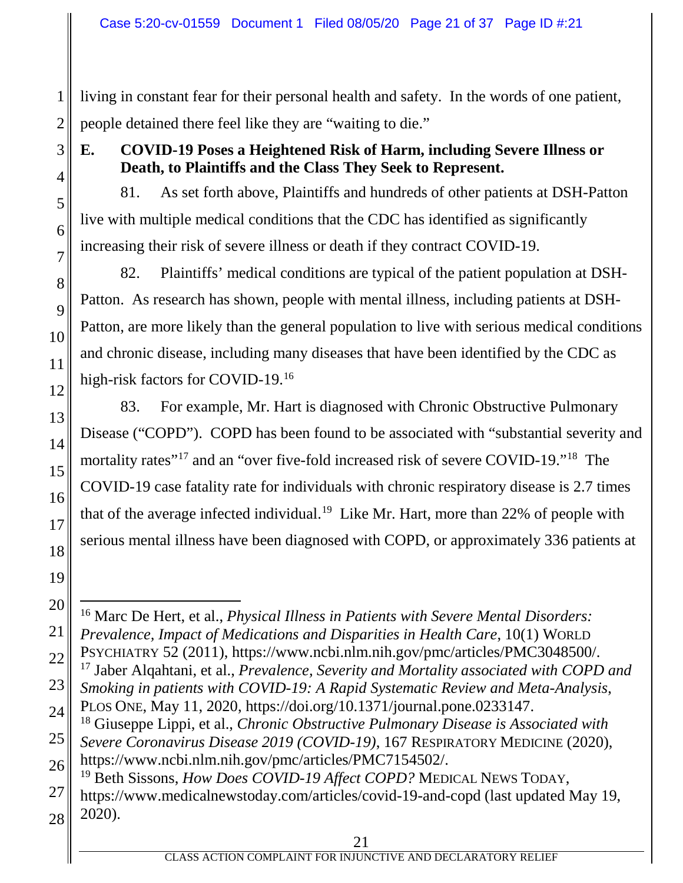living in constant fear for their personal health and safety. In the words of one patient, people detained there feel like they are "waiting to die."

### E. COVID-19 Poses a Heightened Risk of Harm, including Severe Illness or Death, to Plaintiffs and the Class They Seek to Represent.

81. As set forth above, Plaintiffs and hundreds of other patients at DSH-Patton live with multiple medical conditions that the CDC has identified as significantly increasing their risk of severe illness or death if they contract COVID-19.

82. Plaintiffs' medical conditions are typical of the patient population at DSH-Patton. As research has shown, people with mental illness, including patients at DSH-Patton, are more likely than the general population to live with serious medical conditions and chronic disease, including many diseases that have been identified by the CDC as high-risk factors for COVID-19.[16]

83. For example, Mr. Hart is diagnosed with Chronic Obstructive Pulmonary Disease ("COPD"). COPD has been found to be associated with "substantial severity and mortality rates"[17] and an "over five-fold increased risk of severe COVID-19."[18] The COVID-19 case fatality rate for individuals with chronic respiratory disease is 2.7 times that of the average infected individual.[19] Like Mr. Hart, more than 22% of people with serious mental illness have been diagnosed with COPD, or approximately 336 patients at

---

[16] Marc De Hert, et al., *Physical Illness in Patients with Severe Mental Disorders: Prevalence, Impact of Medications and Disparities in Health Care*, 10(1) WORLD PSYCHIATRY 52 (2011), https://www.ncbi.nlm.nih.gov/pmc/articles/PMC3048500/.

[17] Jaber Alqahtani, et al., *Prevalence, Severity and Mortality associated with COPD and Smoking in patients with COVID-19: A Rapid Systematic Review and Meta-Analysis*, PLOS ONE, May 11, 2020, https://doi.org/10.1371/journal.pone.0233147.

[18] Giuseppe Lippi, et al., *Chronic Obstructive Pulmonary Disease is Associated with Severe Coronavirus Disease 2019 (COVID-19)*, 167 RESPIRATORY MEDICINE (2020), https://www.ncbi.nlm.nih.gov/pmc/articles/PMC7154502/.

[19] Beth Sissons, *How Does COVID-19 Affect COPD?* MEDICAL NEWS TODAY, https://www.medicalnewstoday.com/articles/covid-19-and-copd (last updated May 19, 2020).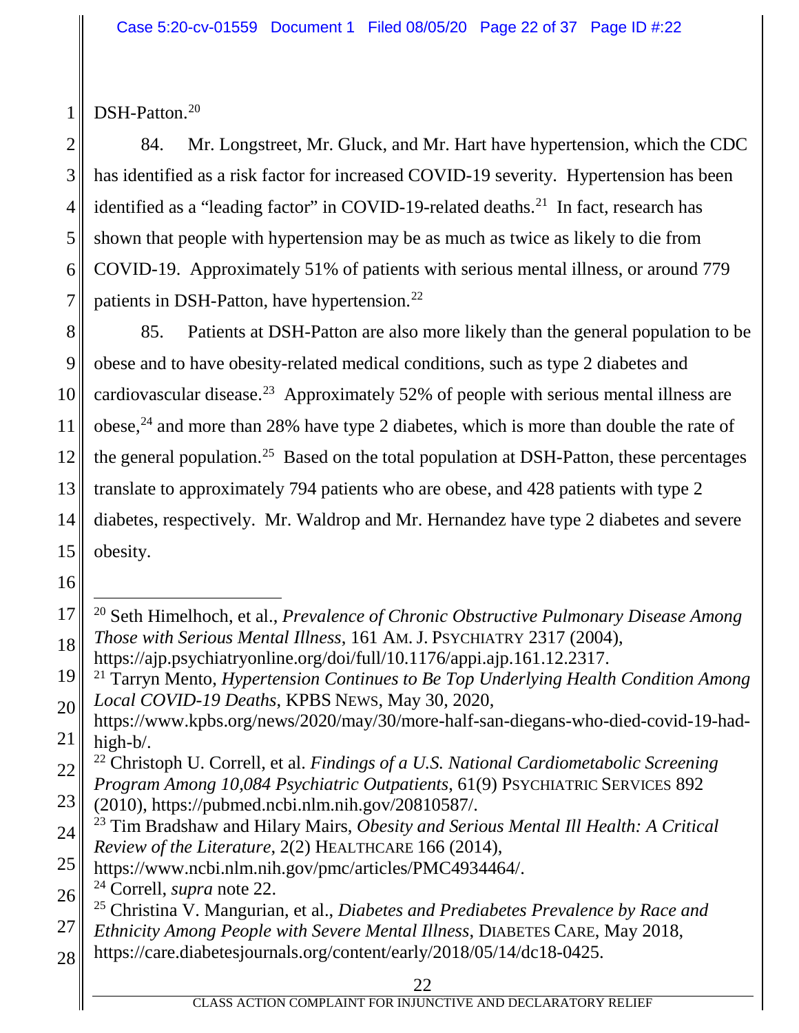DSH-Patton.[20]

84. Mr. Longstreet, Mr. Gluck, and Mr. Hart have hypertension, which the CDC has identified as a risk factor for increased COVID-19 severity. Hypertension has been identified as a "leading factor" in COVID-19-related deaths.[21] In fact, research has shown that people with hypertension may be as much as twice as likely to die from COVID-19. Approximately 51% of patients with serious mental illness, or around 779 patients in DSH-Patton, have hypertension.[22]

85. Patients at DSH-Patton are also more likely than the general population to be obese and to have obesity-related medical conditions, such as type 2 diabetes and cardiovascular disease.[23] Approximately 52% of people with serious mental illness are obese,[24] and more than 28% have type 2 diabetes, which is more than double the rate of the general population.[25] Based on the total population at DSH-Patton, these percentages translate to approximately 794 patients who are obese, and 428 patients with type 2 diabetes, respectively. Mr. Waldrop and Mr. Hernandez have type 2 diabetes and severe obesity.

---

[20] Seth Himelhoch, et al., *Prevalence of Chronic Obstructive Pulmonary Disease Among Those with Serious Mental Illness*, 161 AM. J. PSYCHIATRY 2317 (2004), https://ajp.psychiatryonline.org/doi/full/10.1176/appi.ajp.161.12.2317.

[21] Tarryn Mento, *Hypertension Continues to Be Top Underlying Health Condition Among Local COVID-19 Deaths*, KPBS NEWS, May 30, 2020, https://www.kpbs.org/news/2020/may/30/more-half-san-diegans-who-died-covid-19-had-high-b/.

[22] Christoph U. Correll, et al. *Findings of a U.S. National Cardiometabolic Screening Program Among 10,084 Psychiatric Outpatients*, 61(9) PSYCHIATRIC SERVICES 892 (2010), https://pubmed.ncbi.nlm.nih.gov/20810587/.

[23] Tim Bradshaw and Hilary Mairs, *Obesity and Serious Mental Ill Health: A Critical Review of the Literature*, 2(2) HEALTHCARE 166 (2014), https://www.ncbi.nlm.nih.gov/pmc/articles/PMC4934464/.

[24] Correll, *supra* note 22.

[25] Christina V. Mangurian, et al., *Diabetes and Prediabetes Prevalence by Race and Ethnicity Among People with Severe Mental Illness*, DIABETES CARE, May 2018, https://care.diabetesjournals.org/content/early/2018/05/14/dc18-0425.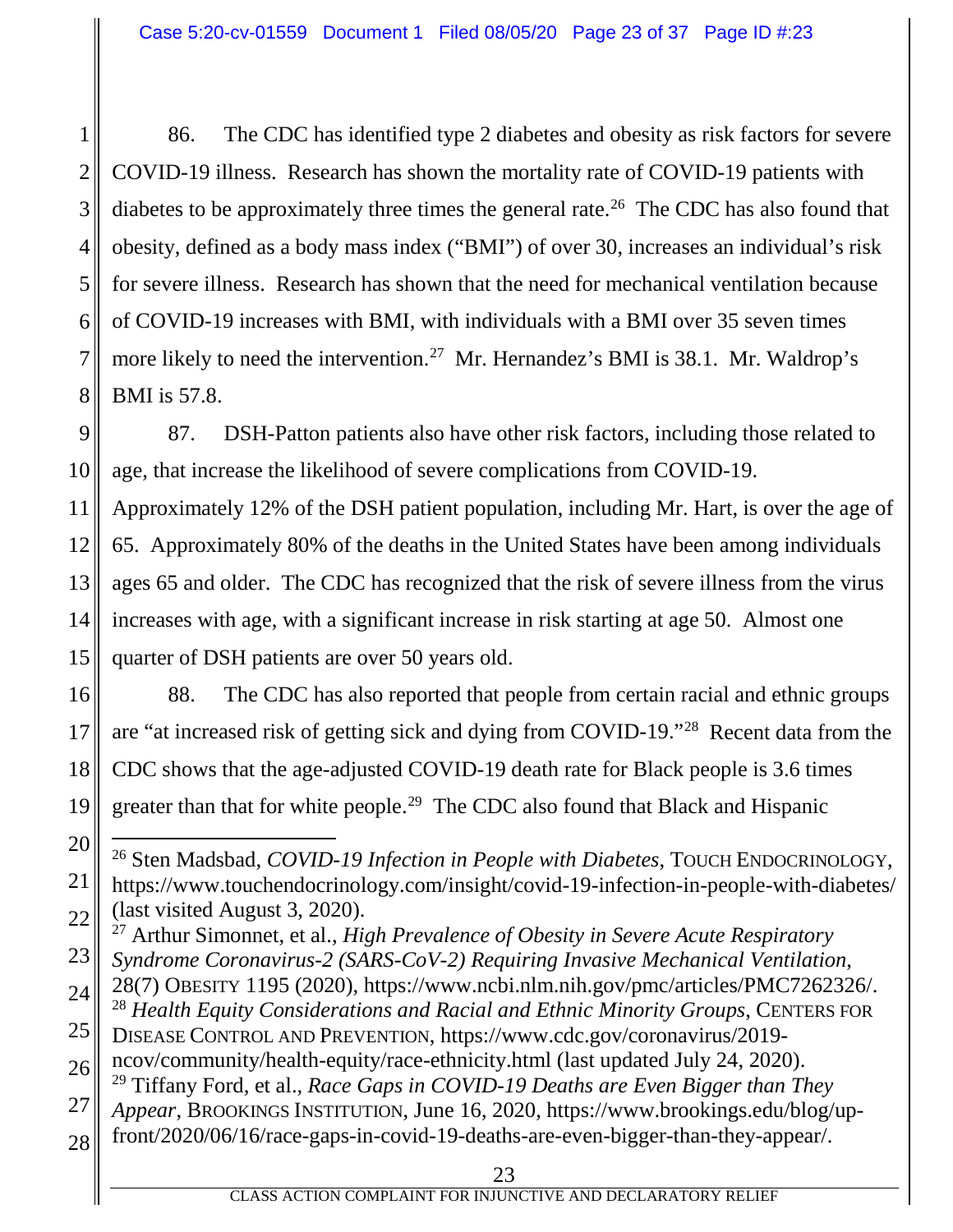86. The CDC has identified type 2 diabetes and obesity as risk factors for severe COVID-19 illness. Research has shown the mortality rate of COVID-19 patients with diabetes to be approximately three times the general rate.[26] The CDC has also found that obesity, defined as a body mass index ("BMI") of over 30, increases an individual's risk for severe illness. Research has shown that the need for mechanical ventilation because of COVID-19 increases with BMI, with individuals with a BMI over 35 seven times more likely to need the intervention.[27] Mr. Hernandez's BMI is 38.1. Mr. Waldrop's BMI is 57.8.

87. DSH-Patton patients also have other risk factors, including those related to age, that increase the likelihood of severe complications from COVID-19. Approximately 12% of the DSH patient population, including Mr. Hart, is over the age of 65. Approximately 80% of the deaths in the United States have been among individuals ages 65 and older. The CDC has recognized that the risk of severe illness from the virus increases with age, with a significant increase in risk starting at age 50. Almost one quarter of DSH patients are over 50 years old.

88. The CDC has also reported that people from certain racial and ethnic groups are "at increased risk of getting sick and dying from COVID-19."[28] Recent data from the CDC shows that the age-adjusted COVID-19 death rate for Black people is 3.6 times greater than that for white people.[29] The CDC also found that Black and Hispanic

---

[26] Sten Madsbad, *COVID-19 Infection in People with Diabetes*, TOUCH ENDOCRINOLOGY, https://www.touchendocrinology.com/insight/covid-19-infection-in-people-with-diabetes/ (last visited August 3, 2020).

[27] Arthur Simonnet, et al., *High Prevalence of Obesity in Severe Acute Respiratory Syndrome Coronavirus-2 (SARS-CoV-2) Requiring Invasive Mechanical Ventilation*, 28(7) OBESITY 1195 (2020), https://www.ncbi.nlm.nih.gov/pmc/articles/PMC7262326/.

[28] *Health Equity Considerations and Racial and Ethnic Minority Groups*, CENTERS FOR DISEASE CONTROL AND PREVENTION, https://www.cdc.gov/coronavirus/2019-ncov/community/health-equity/race-ethnicity.html (last updated July 24, 2020).

[29] Tiffany Ford, et al., *Race Gaps in COVID-19 Deaths are Even Bigger than They Appear*, BROOKINGS INSTITUTION, June 16, 2020, https://www.brookings.edu/blog/up-front/2020/06/16/race-gaps-in-covid-19-deaths-are-even-bigger-than-they-appear/.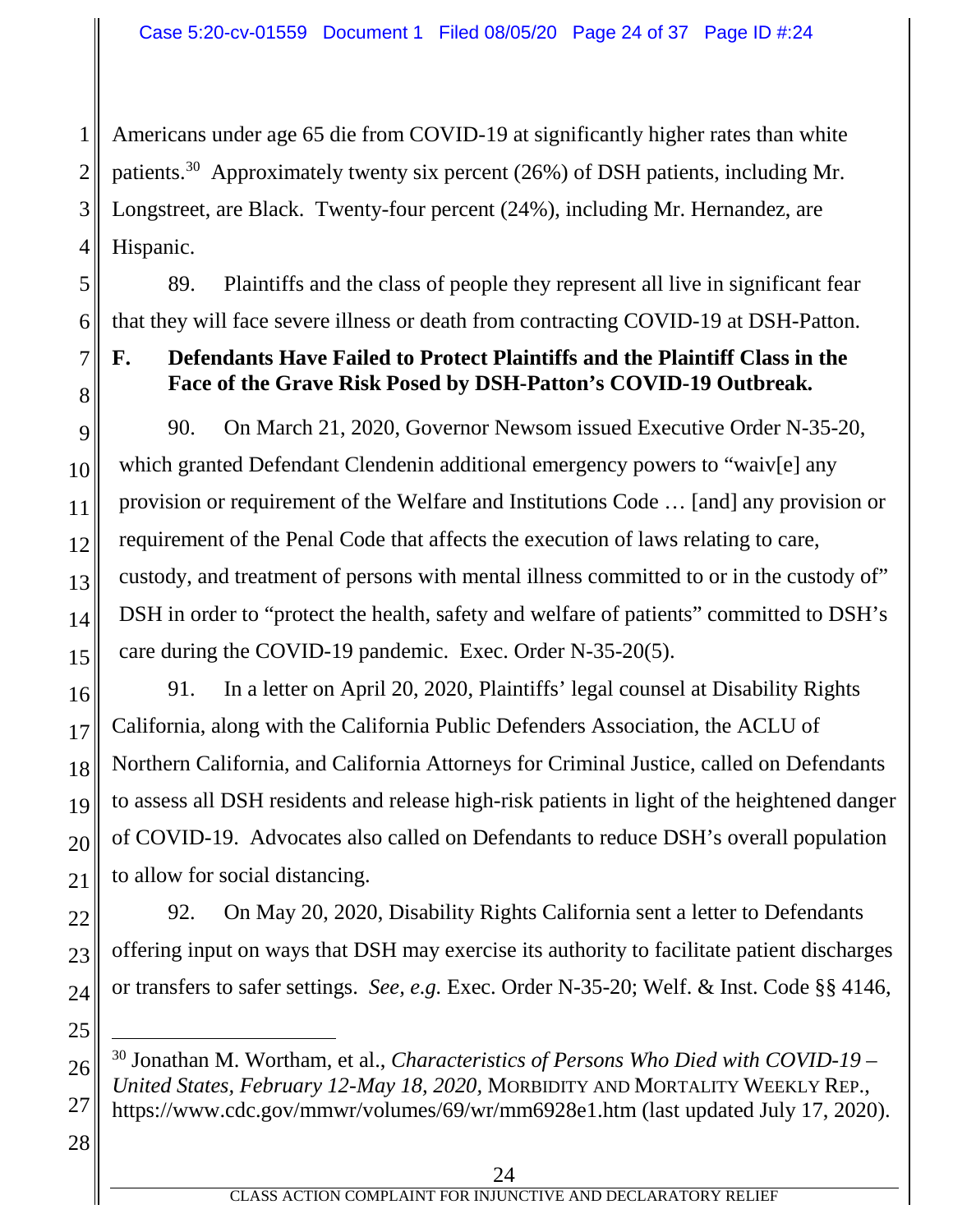Americans under age 65 die from COVID-19 at significantly higher rates than white patients.[30] Approximately twenty six percent (26%) of DSH patients, including Mr. Longstreet, are Black. Twenty-four percent (24%), including Mr. Hernandez, are Hispanic.

89. Plaintiffs and the class of people they represent all live in significant fear that they will face severe illness or death from contracting COVID-19 at DSH-Patton.

## F. Defendants Have Failed to Protect Plaintiffs and the Plaintiff Class in the Face of the Grave Risk Posed by DSH-Patton's COVID-19 Outbreak.

90. On March 21, 2020, Governor Newsom issued Executive Order N-35-20, which granted Defendant Clendenin additional emergency powers to "waiv[e] any provision or requirement of the Welfare and Institutions Code … [and] any provision or requirement of the Penal Code that affects the execution of laws relating to care, custody, and treatment of persons with mental illness committed to or in the custody of" DSH in order to "protect the health, safety and welfare of patients" committed to DSH's care during the COVID-19 pandemic. Exec. Order N-35-20(5).

91. In a letter on April 20, 2020, Plaintiffs' legal counsel at Disability Rights California, along with the California Public Defenders Association, the ACLU of Northern California, and California Attorneys for Criminal Justice, called on Defendants to assess all DSH residents and release high-risk patients in light of the heightened danger of COVID-19. Advocates also called on Defendants to reduce DSH's overall population to allow for social distancing.

92. On May 20, 2020, Disability Rights California sent a letter to Defendants offering input on ways that DSH may exercise its authority to facilitate patient discharges or transfers to safer settings. *See, e.g.* Exec. Order N-35-20; Welf. & Inst. Code §§ 4146,

---

[30] Jonathan M. Wortham, et al., *Characteristics of Persons Who Died with COVID-19 – United States, February 12-May 18, 2020*, MORBIDITY AND MORTALITY WEEKLY REP., https://www.cdc.gov/mmwr/volumes/69/wr/mm6928e1.htm (last updated July 17, 2020).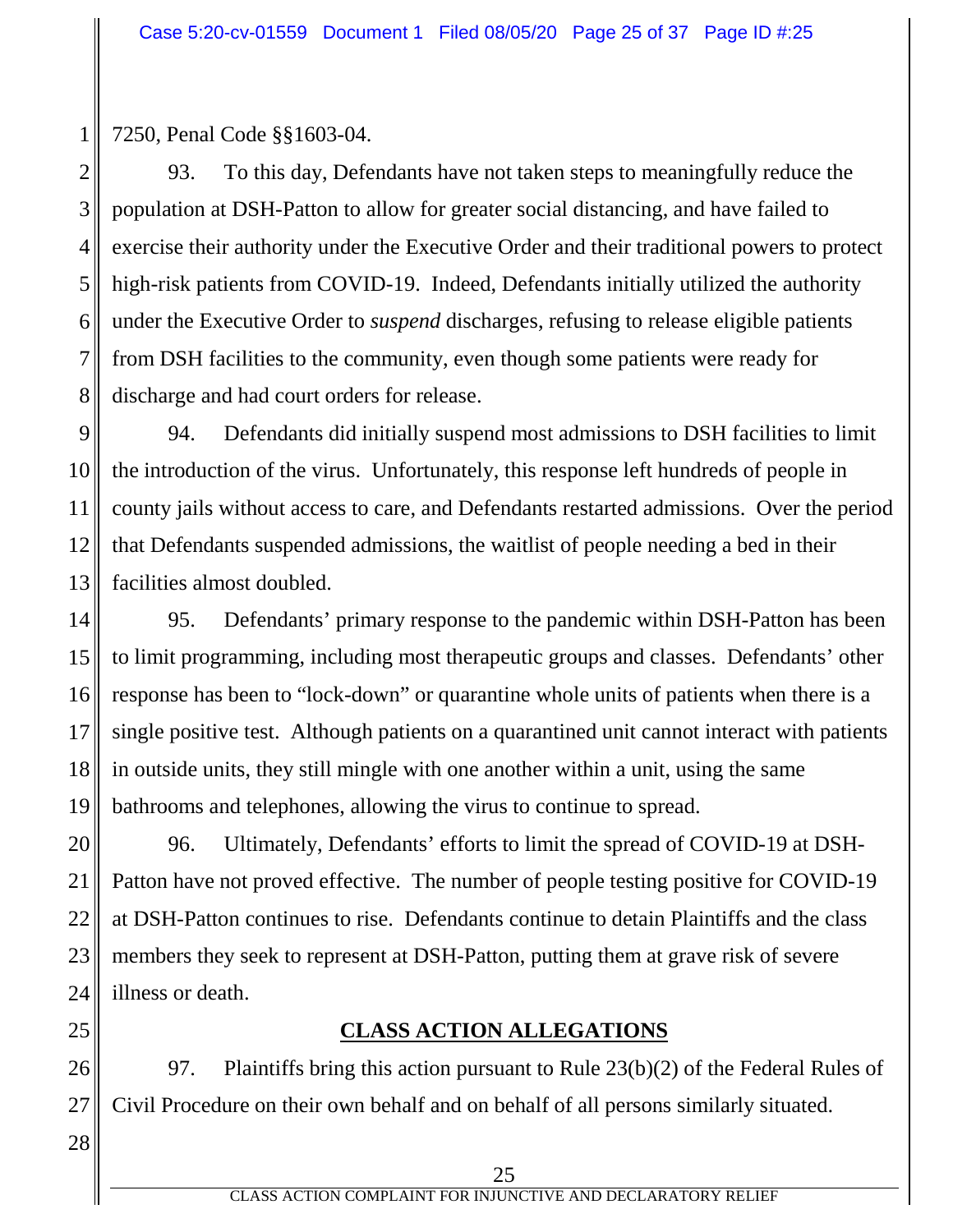7250, Penal Code §§1603-04.

93. To this day, Defendants have not taken steps to meaningfully reduce the population at DSH-Patton to allow for greater social distancing, and have failed to exercise their authority under the Executive Order and their traditional powers to protect high-risk patients from COVID-19. Indeed, Defendants initially utilized the authority under the Executive Order to *suspend* discharges, refusing to release eligible patients from DSH facilities to the community, even though some patients were ready for discharge and had court orders for release.

94. Defendants did initially suspend most admissions to DSH facilities to limit the introduction of the virus. Unfortunately, this response left hundreds of people in county jails without access to care, and Defendants restarted admissions. Over the period that Defendants suspended admissions, the waitlist of people needing a bed in their facilities almost doubled.

95. Defendants' primary response to the pandemic within DSH-Patton has been to limit programming, including most therapeutic groups and classes. Defendants' other response has been to "lock-down" or quarantine whole units of patients when there is a single positive test. Although patients on a quarantined unit cannot interact with patients in outside units, they still mingle with one another within a unit, using the same bathrooms and telephones, allowing the virus to continue to spread.

96. Ultimately, Defendants' efforts to limit the spread of COVID-19 at DSH-Patton have not proved effective. The number of people testing positive for COVID-19 at DSH-Patton continues to rise. Defendants continue to detain Plaintiffs and the class members they seek to represent at DSH-Patton, putting them at grave risk of severe illness or death.

## CLASS ACTION ALLEGATIONS

97. Plaintiffs bring this action pursuant to Rule 23(b)(2) of the Federal Rules of Civil Procedure on their own behalf and on behalf of all persons similarly situated.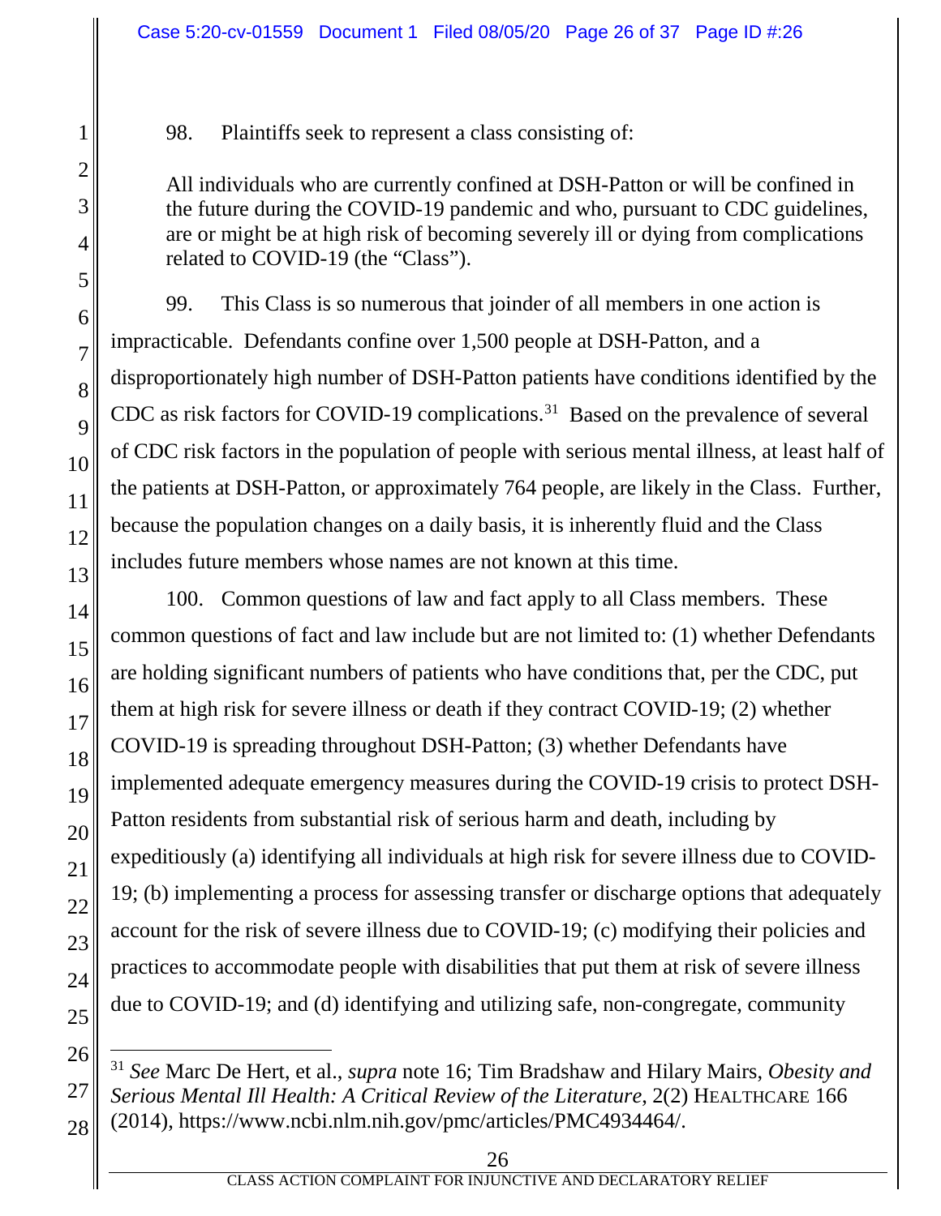98. Plaintiffs seek to represent a class consisting of:

> All individuals who are currently confined at DSH-Patton or will be confined in the future during the COVID-19 pandemic and who, pursuant to CDC guidelines, are or might be at high risk of becoming severely ill or dying from complications related to COVID-19 (the "Class").

99. This Class is so numerous that joinder of all members in one action is impracticable. Defendants confine over 1,500 people at DSH-Patton, and a disproportionately high number of DSH-Patton patients have conditions identified by the CDC as risk factors for COVID-19 complications.[31] Based on the prevalence of several of CDC risk factors in the population of people with serious mental illness, at least half of the patients at DSH-Patton, or approximately 764 people, are likely in the Class. Further, because the population changes on a daily basis, it is inherently fluid and the Class includes future members whose names are not known at this time.

100. Common questions of law and fact apply to all Class members. These common questions of fact and law include but are not limited to: (1) whether Defendants are holding significant numbers of patients who have conditions that, per the CDC, put them at high risk for severe illness or death if they contract COVID-19; (2) whether COVID-19 is spreading throughout DSH-Patton; (3) whether Defendants have implemented adequate emergency measures during the COVID-19 crisis to protect DSH-Patton residents from substantial risk of serious harm and death, including by expeditiously (a) identifying all individuals at high risk for severe illness due to COVID-19; (b) implementing a process for assessing transfer or discharge options that adequately account for the risk of severe illness due to COVID-19; (c) modifying their policies and practices to accommodate people with disabilities that put them at risk of severe illness due to COVID-19; and (d) identifying and utilizing safe, non-congregate, community

---

[31] *See* Marc De Hert, et al., *supra* note 16; Tim Bradshaw and Hilary Mairs, *Obesity and Serious Mental Ill Health: A Critical Review of the Literature*, 2(2) HEALTHCARE 166 (2014), https://www.ncbi.nlm.nih.gov/pmc/articles/PMC4934464/.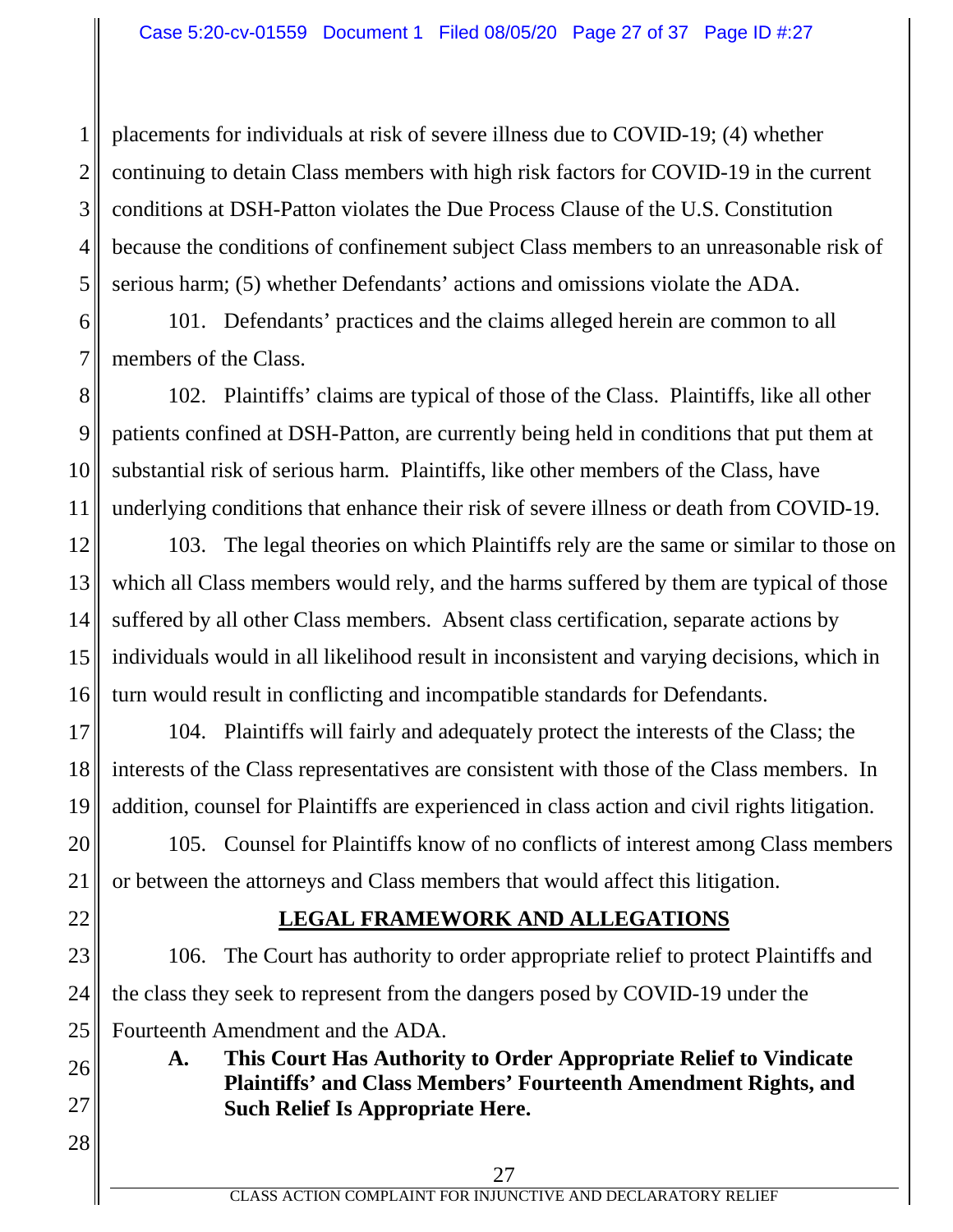placements for individuals at risk of severe illness due to COVID-19; (4) whether continuing to detain Class members with high risk factors for COVID-19 in the current conditions at DSH-Patton violates the Due Process Clause of the U.S. Constitution because the conditions of confinement subject Class members to an unreasonable risk of serious harm; (5) whether Defendants' actions and omissions violate the ADA.

101. Defendants' practices and the claims alleged herein are common to all members of the Class.

102. Plaintiffs' claims are typical of those of the Class. Plaintiffs, like all other patients confined at DSH-Patton, are currently being held in conditions that put them at substantial risk of serious harm. Plaintiffs, like other members of the Class, have underlying conditions that enhance their risk of severe illness or death from COVID-19.

103. The legal theories on which Plaintiffs rely are the same or similar to those on which all Class members would rely, and the harms suffered by them are typical of those suffered by all other Class members. Absent class certification, separate actions by individuals would in all likelihood result in inconsistent and varying decisions, which in turn would result in conflicting and incompatible standards for Defendants.

104. Plaintiffs will fairly and adequately protect the interests of the Class; the interests of the Class representatives are consistent with those of the Class members. In addition, counsel for Plaintiffs are experienced in class action and civil rights litigation.

105. Counsel for Plaintiffs know of no conflicts of interest among Class members or between the attorneys and Class members that would affect this litigation.

## LEGAL FRAMEWORK AND ALLEGATIONS

106. The Court has authority to order appropriate relief to protect Plaintiffs and the class they seek to represent from the dangers posed by COVID-19 under the Fourteenth Amendment and the ADA.

### A. This Court Has Authority to Order Appropriate Relief to Vindicate Plaintiffs' and Class Members' Fourteenth Amendment Rights, and Such Relief Is Appropriate Here.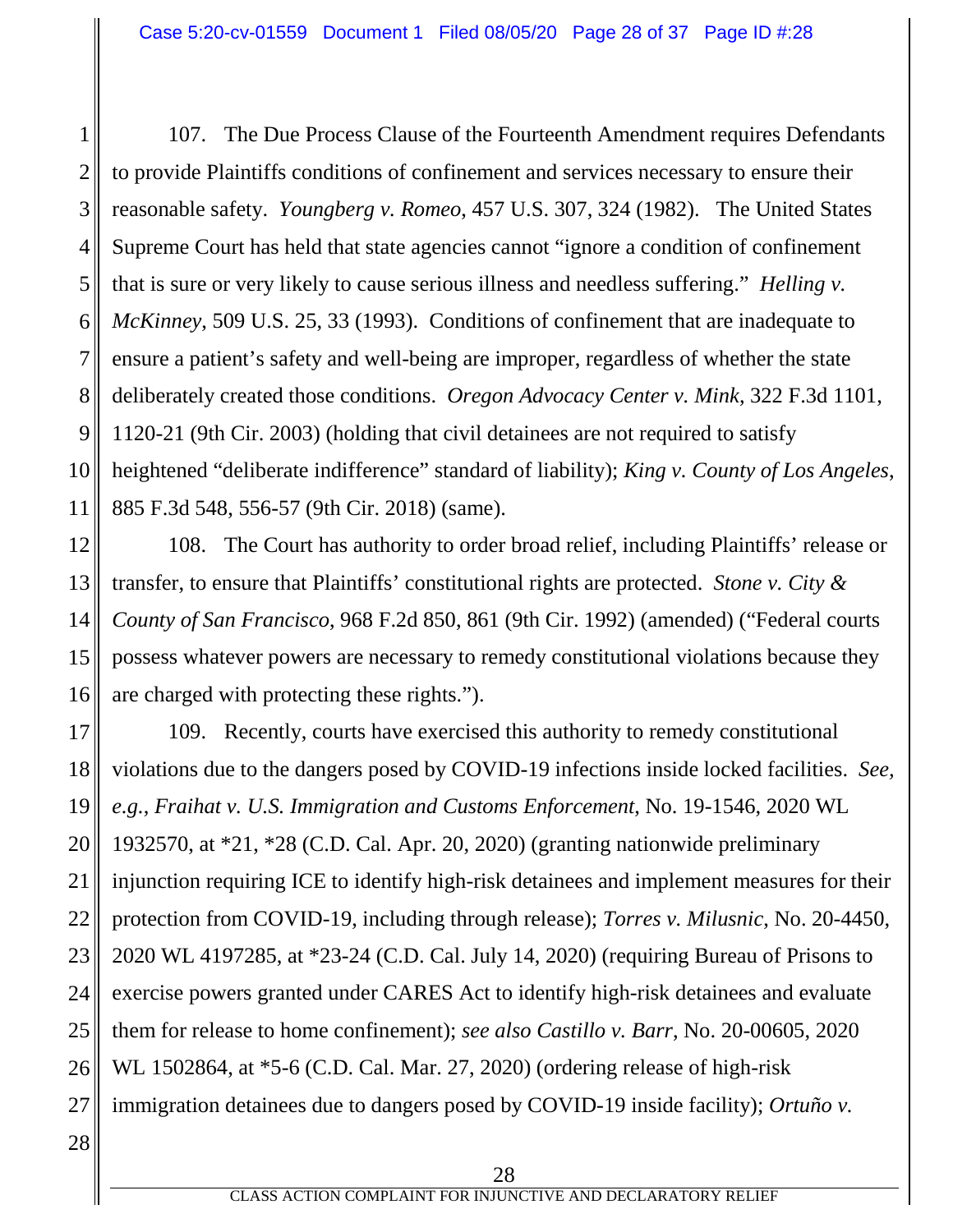107. The Due Process Clause of the Fourteenth Amendment requires Defendants to provide Plaintiffs conditions of confinement and services necessary to ensure their reasonable safety. *Youngberg v. Romeo*, 457 U.S. 307, 324 (1982). The United States Supreme Court has held that state agencies cannot "ignore a condition of confinement that is sure or very likely to cause serious illness and needless suffering." *Helling v. McKinney*, 509 U.S. 25, 33 (1993). Conditions of confinement that are inadequate to ensure a patient's safety and well-being are improper, regardless of whether the state deliberately created those conditions. *Oregon Advocacy Center v. Mink*, 322 F.3d 1101, 1120-21 (9th Cir. 2003) (holding that civil detainees are not required to satisfy heightened "deliberate indifference" standard of liability); *King v. County of Los Angeles*, 885 F.3d 548, 556-57 (9th Cir. 2018) (same).

108. The Court has authority to order broad relief, including Plaintiffs' release or transfer, to ensure that Plaintiffs' constitutional rights are protected. *Stone v. City & County of San Francisco*, 968 F.2d 850, 861 (9th Cir. 1992) (amended) ("Federal courts possess whatever powers are necessary to remedy constitutional violations because they are charged with protecting these rights.").

109. Recently, courts have exercised this authority to remedy constitutional violations due to the dangers posed by COVID-19 infections inside locked facilities. *See, e.g.*, *Fraihat v. U.S. Immigration and Customs Enforcement*, No. 19-1546, 2020 WL 1932570, at *21, *28 (C.D. Cal. Apr. 20, 2020) (granting nationwide preliminary injunction requiring ICE to identify high-risk detainees and implement measures for their protection from COVID-19, including through release); *Torres v. Milusnic*, No. 20-4450, 2020 WL 4197285, at *23-24 (C.D. Cal. July 14, 2020) (requiring Bureau of Prisons to exercise powers granted under CARES Act to identify high-risk detainees and evaluate them for release to home confinement); *see also Castillo v. Barr*, No. 20-00605, 2020 WL 1502864, at *5-6 (C.D. Cal. Mar. 27, 2020) (ordering release of high-risk immigration detainees due to dangers posed by COVID-19 inside facility); *Ortuño v.*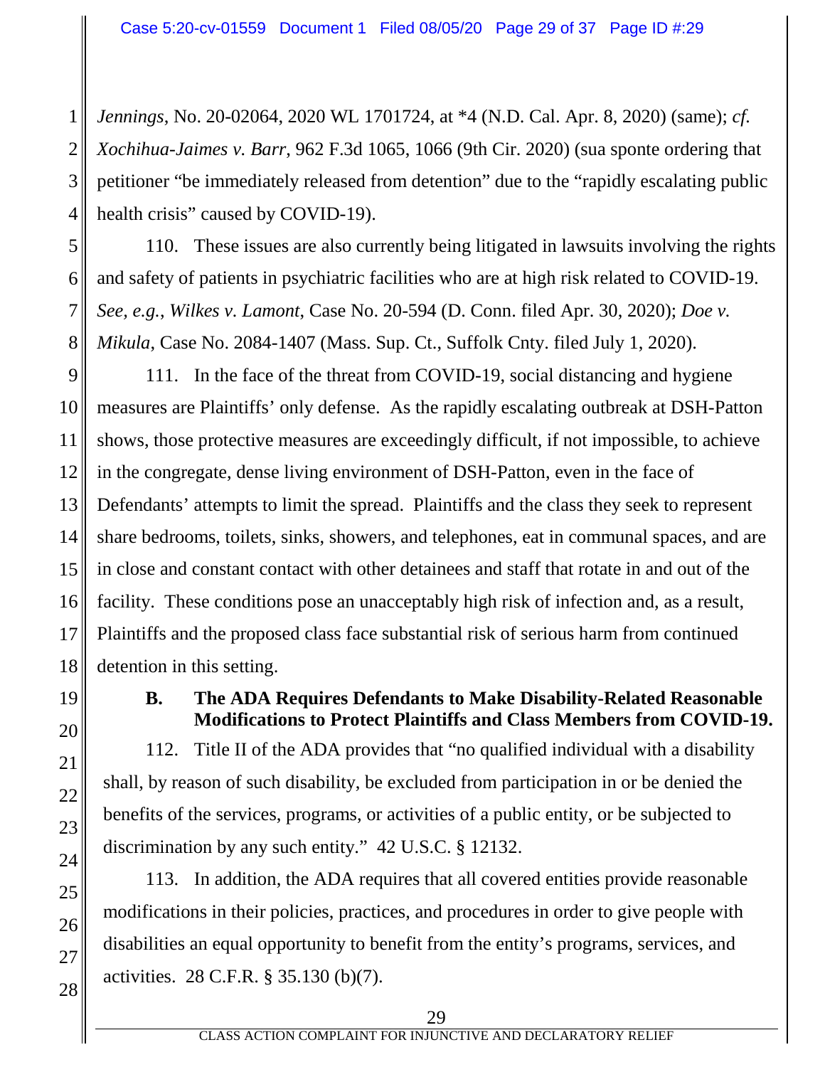*Jennings*, No. 20-02064, 2020 WL 1701724, at *4 (N.D. Cal. Apr. 8, 2020) (same); *cf. Xochihua-Jaimes v. Barr*, 962 F.3d 1065, 1066 (9th Cir. 2020) (sua sponte ordering that petitioner "be immediately released from detention" due to the "rapidly escalating public health crisis" caused by COVID-19).

110. These issues are also currently being litigated in lawsuits involving the rights and safety of patients in psychiatric facilities who are at high risk related to COVID-19. *See, e.g.*, *Wilkes v. Lamont*, Case No. 20-594 (D. Conn. filed Apr. 30, 2020); *Doe v. Mikula*, Case No. 2084-1407 (Mass. Sup. Ct., Suffolk Cnty. filed July 1, 2020).

111. In the face of the threat from COVID-19, social distancing and hygiene measures are Plaintiffs' only defense. As the rapidly escalating outbreak at DSH-Patton shows, those protective measures are exceedingly difficult, if not impossible, to achieve in the congregate, dense living environment of DSH-Patton, even in the face of Defendants' attempts to limit the spread. Plaintiffs and the class they seek to represent share bedrooms, toilets, sinks, showers, and telephones, eat in communal spaces, and are in close and constant contact with other detainees and staff that rotate in and out of the facility. These conditions pose an unacceptably high risk of infection and, as a result, Plaintiffs and the proposed class face substantial risk of serious harm from continued detention in this setting.

### B. The ADA Requires Defendants to Make Disability-Related Reasonable Modifications to Protect Plaintiffs and Class Members from COVID-19.

112. Title II of the ADA provides that "no qualified individual with a disability shall, by reason of such disability, be excluded from participation in or be denied the benefits of the services, programs, or activities of a public entity, or be subjected to discrimination by any such entity." 42 U.S.C. § 12132.

113. In addition, the ADA requires that all covered entities provide reasonable modifications in their policies, practices, and procedures in order to give people with disabilities an equal opportunity to benefit from the entity's programs, services, and activities. 28 C.F.R. § 35.130 (b)(7).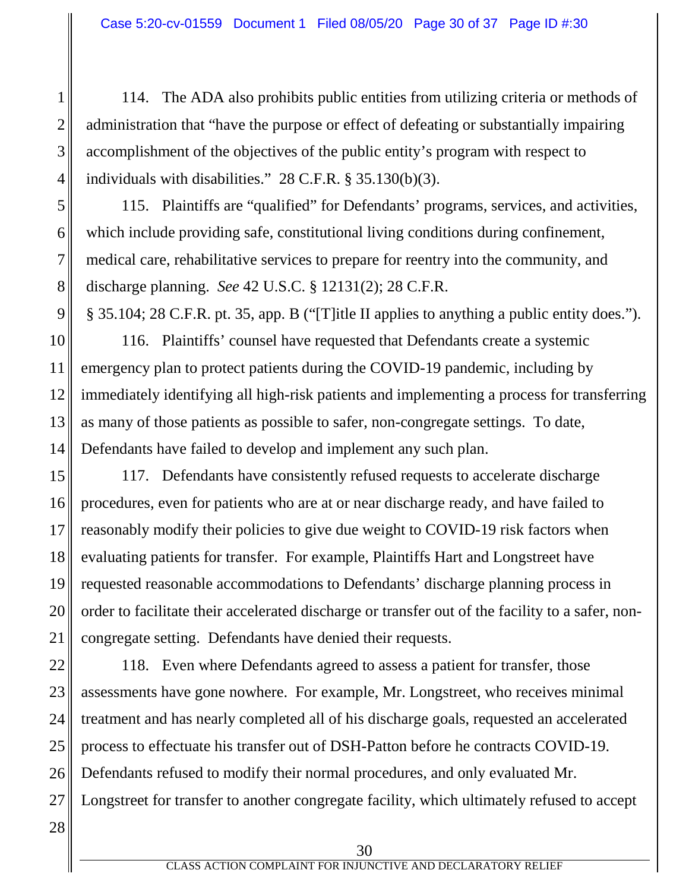114. The ADA also prohibits public entities from utilizing criteria or methods of administration that "have the purpose or effect of defeating or substantially impairing accomplishment of the objectives of the public entity's program with respect to individuals with disabilities." 28 C.F.R. § 35.130(b)(3).

115. Plaintiffs are "qualified" for Defendants' programs, services, and activities, which include providing safe, constitutional living conditions during confinement, medical care, rehabilitative services to prepare for reentry into the community, and discharge planning. *See* 42 U.S.C. § 12131(2); 28 C.F.R. § 35.104; 28 C.F.R. pt. 35, app. B ("[T]itle II applies to anything a public entity does.").

116. Plaintiffs' counsel have requested that Defendants create a systemic emergency plan to protect patients during the COVID-19 pandemic, including by immediately identifying all high-risk patients and implementing a process for transferring as many of those patients as possible to safer, non-congregate settings. To date, Defendants have failed to develop and implement any such plan.

117. Defendants have consistently refused requests to accelerate discharge procedures, even for patients who are at or near discharge ready, and have failed to reasonably modify their policies to give due weight to COVID-19 risk factors when evaluating patients for transfer. For example, Plaintiffs Hart and Longstreet have requested reasonable accommodations to Defendants' discharge planning process in order to facilitate their accelerated discharge or transfer out of the facility to a safer, non-congregate setting. Defendants have denied their requests.

118. Even where Defendants agreed to assess a patient for transfer, those assessments have gone nowhere. For example, Mr. Longstreet, who receives minimal treatment and has nearly completed all of his discharge goals, requested an accelerated process to effectuate his transfer out of DSH-Patton before he contracts COVID-19. Defendants refused to modify their normal procedures, and only evaluated Mr. Longstreet for transfer to another congregate facility, which ultimately refused to accept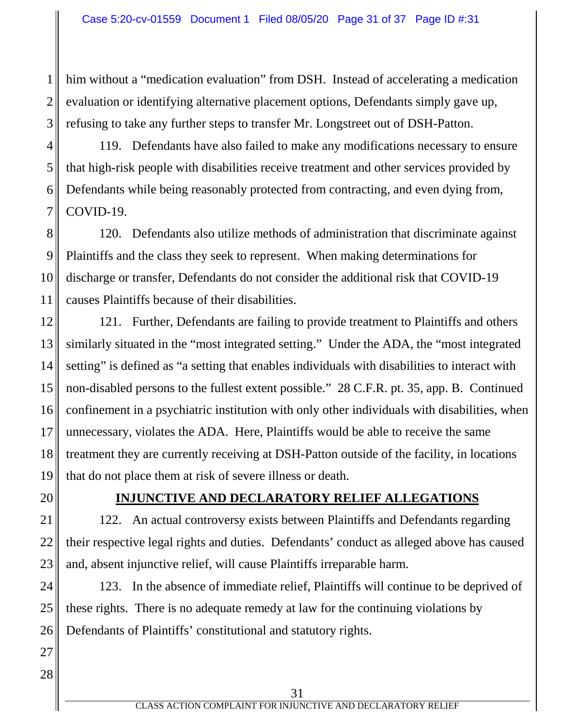him without a "medication evaluation" from DSH. Instead of accelerating a medication evaluation or identifying alternative placement options, Defendants simply gave up, refusing to take any further steps to transfer Mr. Longstreet out of DSH-Patton.

119. Defendants have also failed to make any modifications necessary to ensure that high-risk people with disabilities receive treatment and other services provided by Defendants while being reasonably protected from contracting, and even dying from, COVID-19.

120. Defendants also utilize methods of administration that discriminate against Plaintiffs and the class they seek to represent. When making determinations for discharge or transfer, Defendants do not consider the additional risk that COVID-19 causes Plaintiffs because of their disabilities.

121. Further, Defendants are failing to provide treatment to Plaintiffs and others similarly situated in the "most integrated setting." Under the ADA, the "most integrated setting" is defined as "a setting that enables individuals with disabilities to interact with non-disabled persons to the fullest extent possible." 28 C.F.R. pt. 35, app. B. Continued confinement in a psychiatric institution with only other individuals with disabilities, when unnecessary, violates the ADA. Here, Plaintiffs would be able to receive the same treatment they are currently receiving at DSH-Patton outside of the facility, in locations that do not place them at risk of severe illness or death.

## INJUNCTIVE AND DECLARATORY RELIEF ALLEGATIONS

122. An actual controversy exists between Plaintiffs and Defendants regarding their respective legal rights and duties. Defendants' conduct as alleged above has caused and, absent injunctive relief, will cause Plaintiffs irreparable harm.

123. In the absence of immediate relief, Plaintiffs will continue to be deprived of these rights. There is no adequate remedy at law for the continuing violations by Defendants of Plaintiffs' constitutional and statutory rights.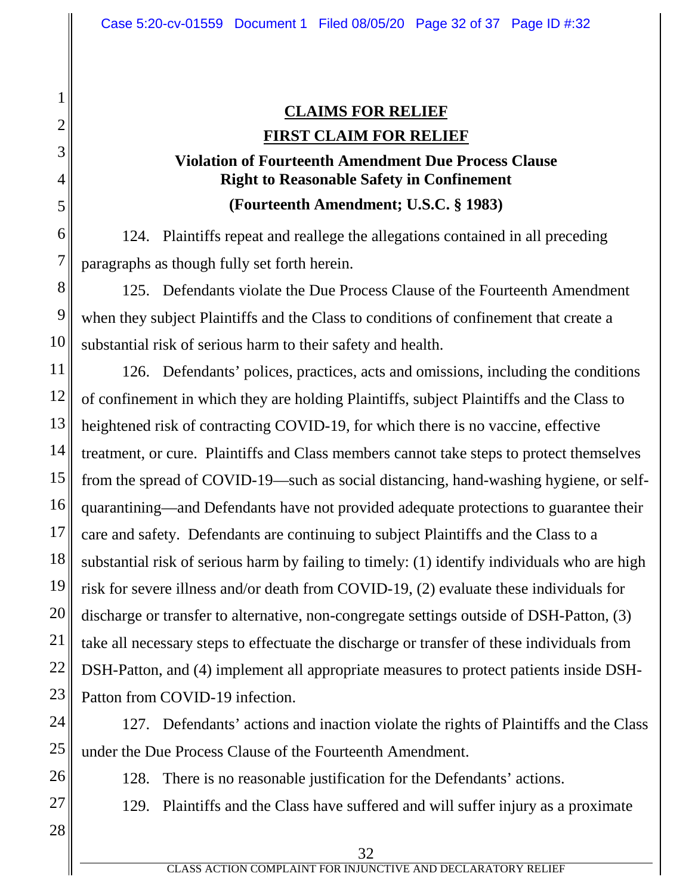## CLAIMS FOR RELIEF

## FIRST CLAIM FOR RELIEF

### Violation of Fourteenth Amendment Due Process Clause Right to Reasonable Safety in Confinement

**(Fourteenth Amendment; U.S.C. § 1983)**

124. Plaintiffs repeat and reallege the allegations contained in all preceding paragraphs as though fully set forth herein.

125. Defendants violate the Due Process Clause of the Fourteenth Amendment when they subject Plaintiffs and the Class to conditions of confinement that create a substantial risk of serious harm to their safety and health.

126. Defendants' polices, practices, acts and omissions, including the conditions of confinement in which they are holding Plaintiffs, subject Plaintiffs and the Class to heightened risk of contracting COVID-19, for which there is no vaccine, effective treatment, or cure. Plaintiffs and Class members cannot take steps to protect themselves from the spread of COVID-19—such as social distancing, hand-washing hygiene, or self-quarantining—and Defendants have not provided adequate protections to guarantee their care and safety. Defendants are continuing to subject Plaintiffs and the Class to a substantial risk of serious harm by failing to timely: (1) identify individuals who are high risk for severe illness and/or death from COVID-19, (2) evaluate these individuals for discharge or transfer to alternative, non-congregate settings outside of DSH-Patton, (3) take all necessary steps to effectuate the discharge or transfer of these individuals from DSH-Patton, and (4) implement all appropriate measures to protect patients inside DSH-Patton from COVID-19 infection.

127. Defendants' actions and inaction violate the rights of Plaintiffs and the Class under the Due Process Clause of the Fourteenth Amendment.

128. There is no reasonable justification for the Defendants' actions.

129. Plaintiffs and the Class have suffered and will suffer injury as a proximate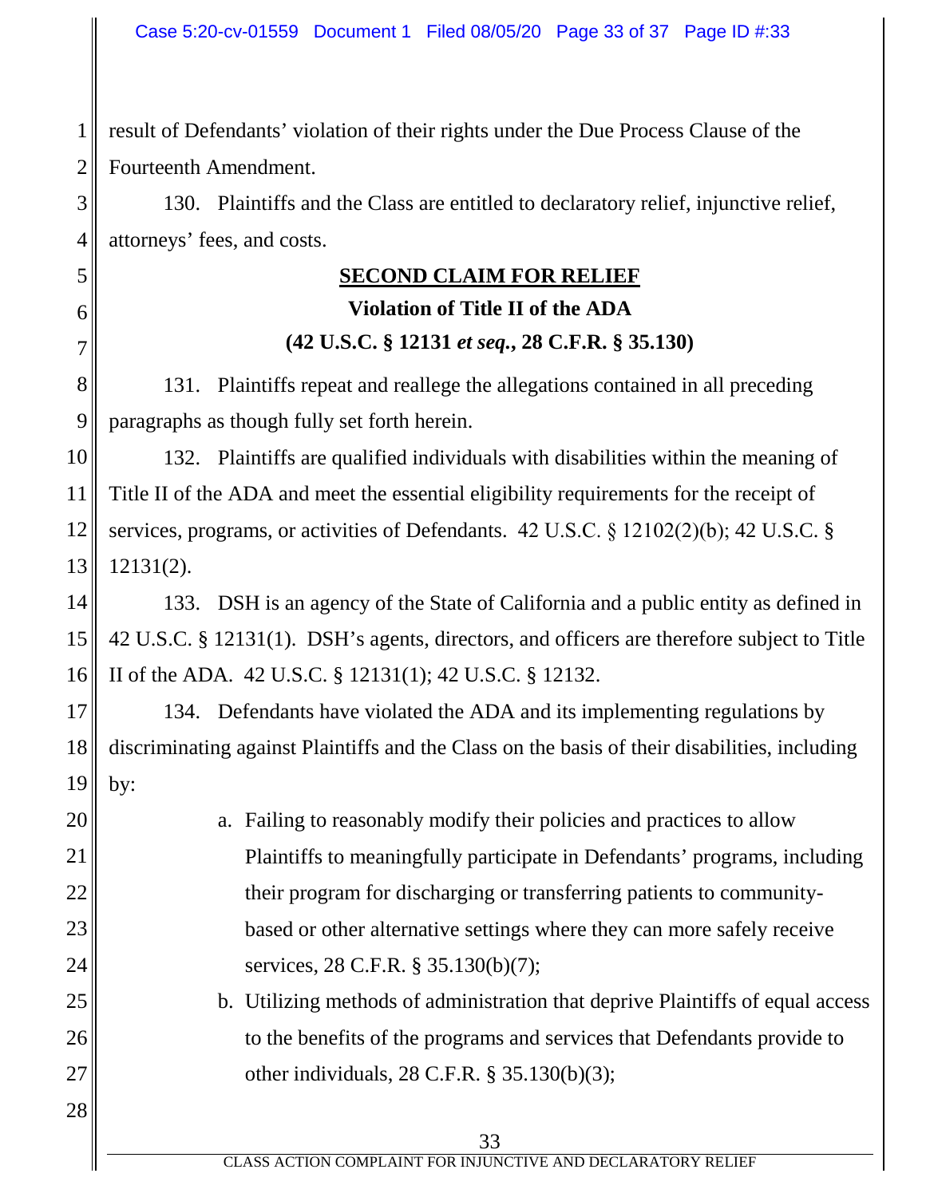result of Defendants' violation of their rights under the Due Process Clause of the Fourteenth Amendment.

130. Plaintiffs and the Class are entitled to declaratory relief, injunctive relief, attorneys' fees, and costs.

## **SECOND CLAIM FOR RELIEF**

### **Violation of Title II of the ADA**

### **(42 U.S.C. § 12131 *et seq.*, 28 C.F.R. § 35.130)**

131. Plaintiffs repeat and reallege the allegations contained in all preceding paragraphs as though fully set forth herein.

132. Plaintiffs are qualified individuals with disabilities within the meaning of Title II of the ADA and meet the essential eligibility requirements for the receipt of services, programs, or activities of Defendants. 42 U.S.C. § 12102(2)(b); 42 U.S.C. § 12131(2).

133. DSH is an agency of the State of California and a public entity as defined in 42 U.S.C. § 12131(1). DSH's agents, directors, and officers are therefore subject to Title II of the ADA. 42 U.S.C. § 12131(1); 42 U.S.C. § 12132.

134. Defendants have violated the ADA and its implementing regulations by discriminating against Plaintiffs and the Class on the basis of their disabilities, including by:

a. Failing to reasonably modify their policies and practices to allow Plaintiffs to meaningfully participate in Defendants' programs, including their program for discharging or transferring patients to community-based or other alternative settings where they can more safely receive services, 28 C.F.R. § 35.130(b)(7);

b. Utilizing methods of administration that deprive Plaintiffs of equal access to the benefits of the programs and services that Defendants provide to other individuals, 28 C.F.R. § 35.130(b)(3);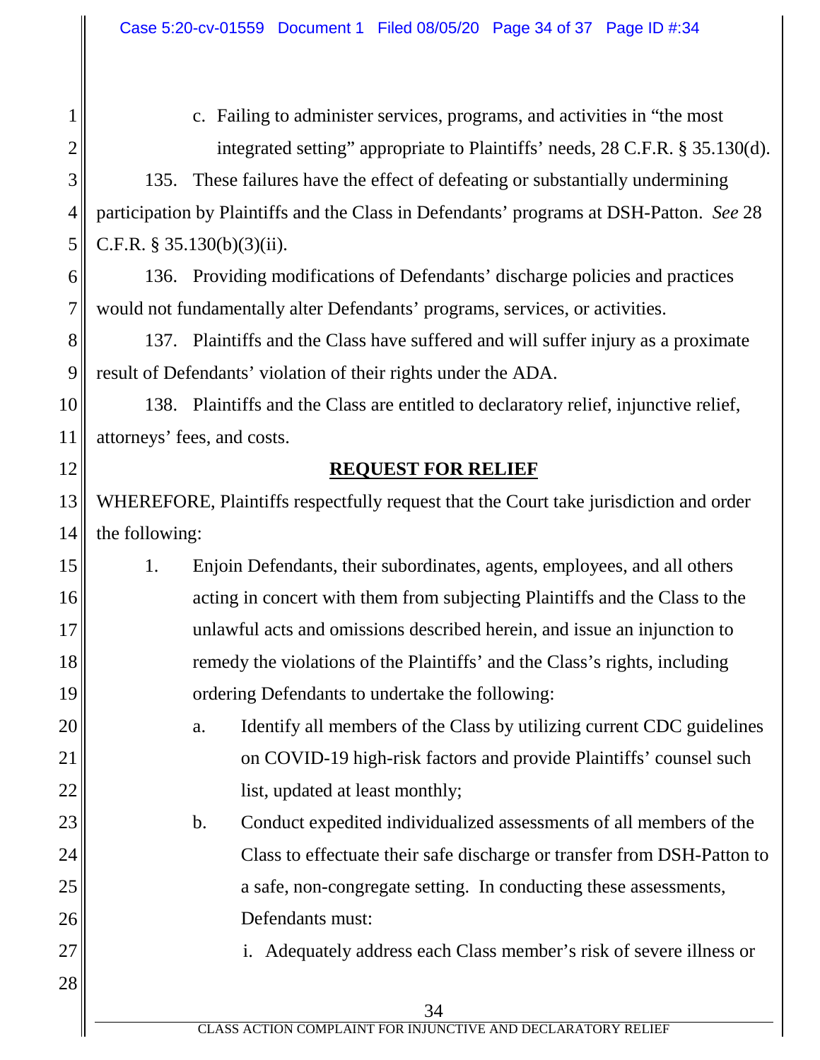c. Failing to administer services, programs, and activities in "the most integrated setting" appropriate to Plaintiffs' needs, 28 C.F.R. § 35.130(d).

135. These failures have the effect of defeating or substantially undermining participation by Plaintiffs and the Class in Defendants' programs at DSH-Patton. *See* 28 C.F.R. § 35.130(b)(3)(ii).

136. Providing modifications of Defendants' discharge policies and practices would not fundamentally alter Defendants' programs, services, or activities.

137. Plaintiffs and the Class have suffered and will suffer injury as a proximate result of Defendants' violation of their rights under the ADA.

138. Plaintiffs and the Class are entitled to declaratory relief, injunctive relief, attorneys' fees, and costs.

## REQUEST FOR RELIEF

WHEREFORE, Plaintiffs respectfully request that the Court take jurisdiction and order the following:

1. Enjoin Defendants, their subordinates, agents, employees, and all others acting in concert with them from subjecting Plaintiffs and the Class to the unlawful acts and omissions described herein, and issue an injunction to remedy the violations of the Plaintiffs' and the Class's rights, including ordering Defendants to undertake the following:

   a. Identify all members of the Class by utilizing current CDC guidelines on COVID-19 high-risk factors and provide Plaintiffs' counsel such list, updated at least monthly;

   b. Conduct expedited individualized assessments of all members of the Class to effectuate their safe discharge or transfer from DSH-Patton to a safe, non-congregate setting. In conducting these assessments, Defendants must:

      i. Adequately address each Class member's risk of severe illness or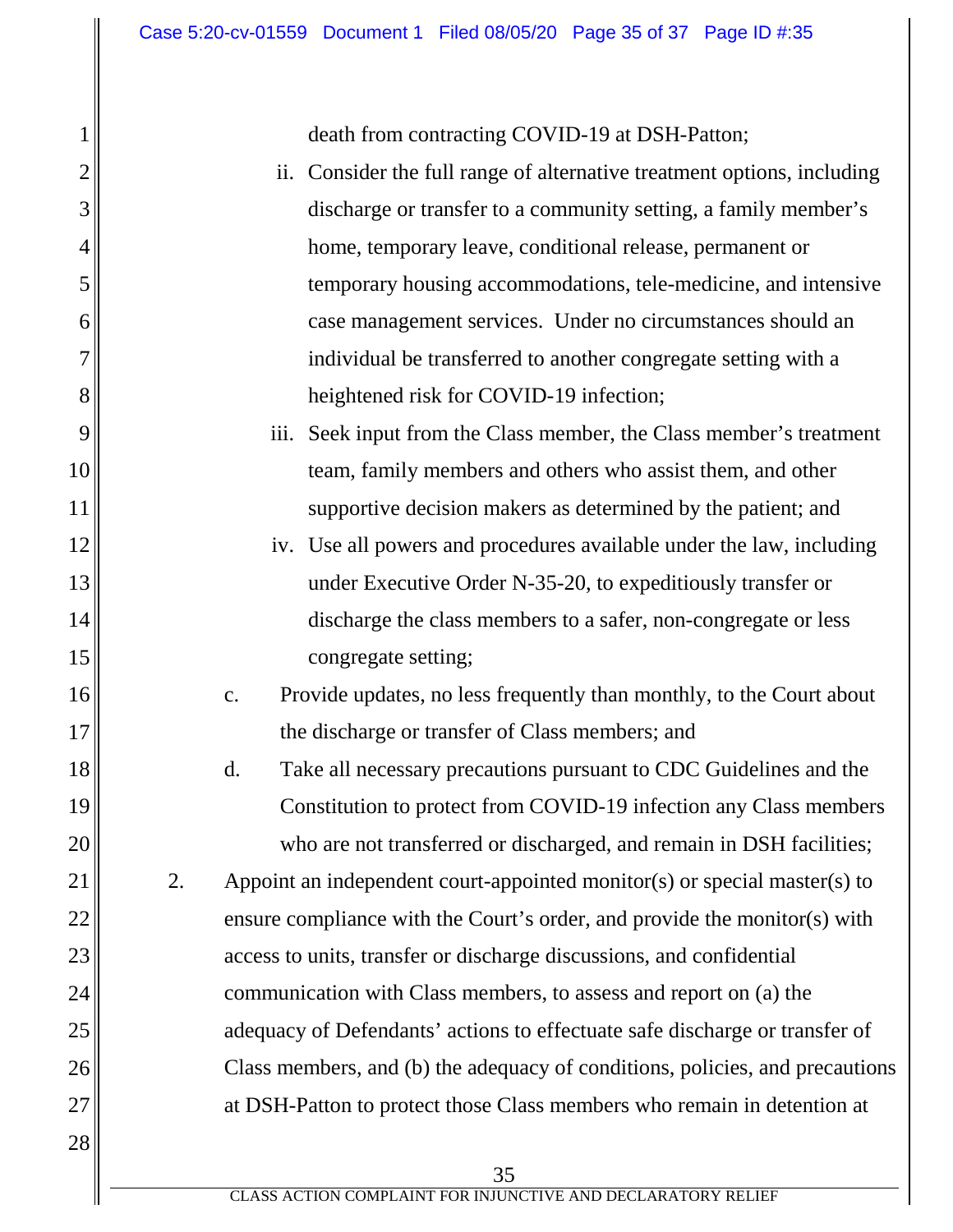death from contracting COVID-19 at DSH-Patton;

ii. Consider the full range of alternative treatment options, including discharge or transfer to a community setting, a family member's home, temporary leave, conditional release, permanent or temporary housing accommodations, tele-medicine, and intensive case management services. Under no circumstances should an individual be transferred to another congregate setting with a heightened risk for COVID-19 infection;

iii. Seek input from the Class member, the Class member's treatment team, family members and others who assist them, and other supportive decision makers as determined by the patient; and

iv. Use all powers and procedures available under the law, including under Executive Order N-35-20, to expeditiously transfer or discharge the class members to a safer, non-congregate or less congregate setting;

c. Provide updates, no less frequently than monthly, to the Court about the discharge or transfer of Class members; and

d. Take all necessary precautions pursuant to CDC Guidelines and the Constitution to protect from COVID-19 infection any Class members who are not transferred or discharged, and remain in DSH facilities;

2. Appoint an independent court-appointed monitor(s) or special master(s) to ensure compliance with the Court's order, and provide the monitor(s) with access to units, transfer or discharge discussions, and confidential communication with Class members, to assess and report on (a) the adequacy of Defendants' actions to effectuate safe discharge or transfer of Class members, and (b) the adequacy of conditions, policies, and precautions at DSH-Patton to protect those Class members who remain in detention at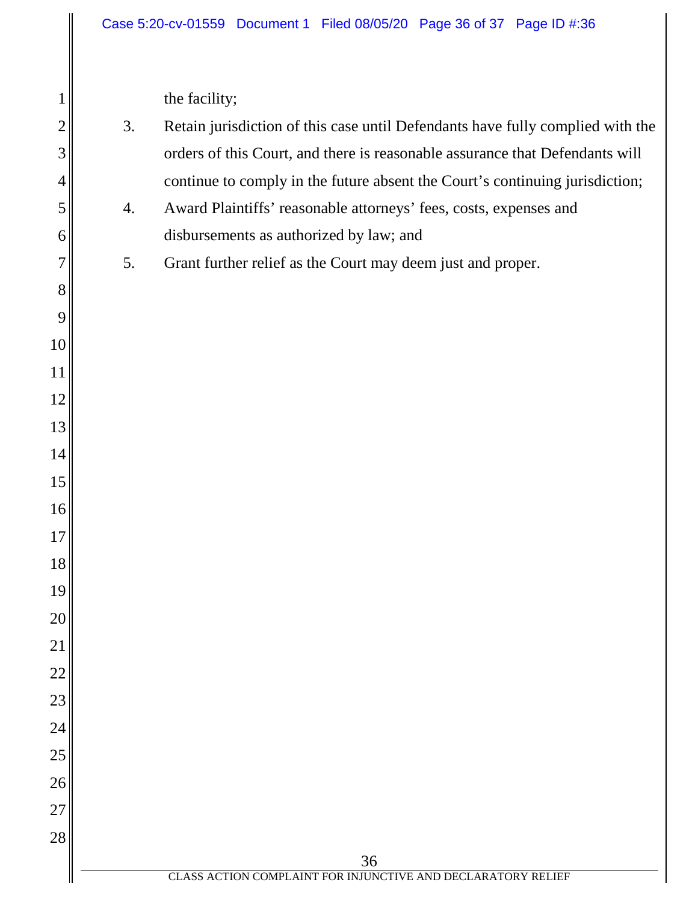the facility;

3. Retain jurisdiction of this case until Defendants have fully complied with the orders of this Court, and there is reasonable assurance that Defendants will continue to comply in the future absent the Court's continuing jurisdiction;
4. Award Plaintiffs' reasonable attorneys' fees, costs, expenses and disbursements as authorized by law; and
5. Grant further relief as the Court may deem just and proper.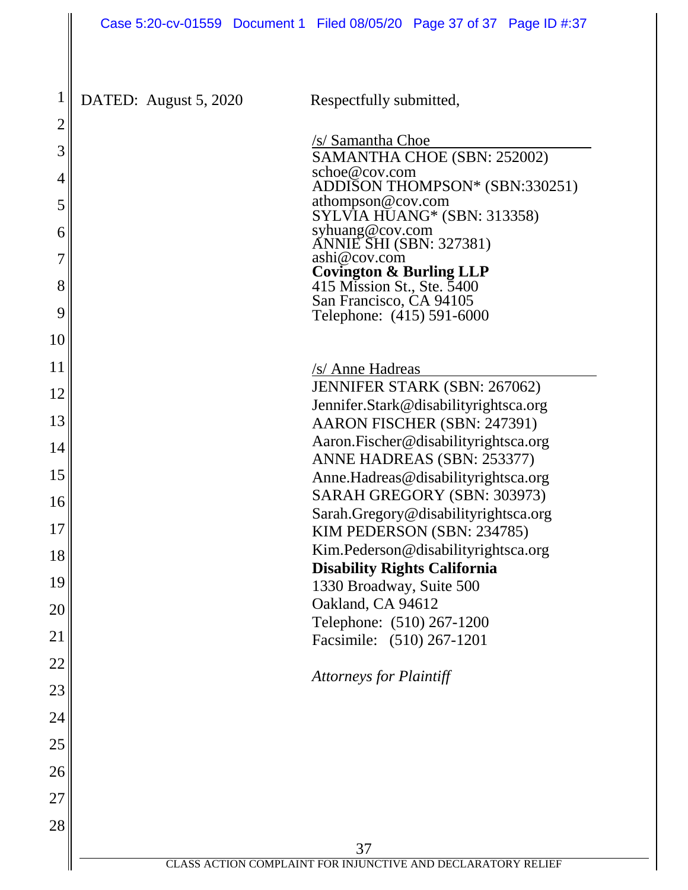DATED: August 5, 2020

Respectfully submitted,

/s/ Samantha Choe
SAMANTHA CHOE (SBN: 252002)
schoe@cov.com
ADDISON THOMPSON* (SBN:330251)
athompson@cov.com
SYLVIA HUANG* (SBN: 313358)
syhuang@cov.com
ANNIE SHI (SBN: 327381)
ashi@cov.com
**Covington & Burling LLP**
415 Mission St., Ste. 5400
San Francisco, CA 94105
Telephone: (415) 591-6000

/s/ Anne Hadreas
JENNIFER STARK (SBN: 267062)
Jennifer.Stark@disabilityrightsca.org
AARON FISCHER (SBN: 247391)
Aaron.Fischer@disabilityrightsca.org
ANNE HADREAS (SBN: 253377)
Anne.Hadreas@disabilityrightsca.org
SARAH GREGORY (SBN: 303973)
Sarah.Gregory@disabilityrightsca.org
KIM PEDERSON (SBN: 234785)
Kim.Pederson@disabilityrightsca.org
**Disability Rights California**
1330 Broadway, Suite 500
Oakland, CA 94612
Telephone: (510) 267-1200
Facsimile: (510) 267-1201

*Attorneys for Plaintiff*